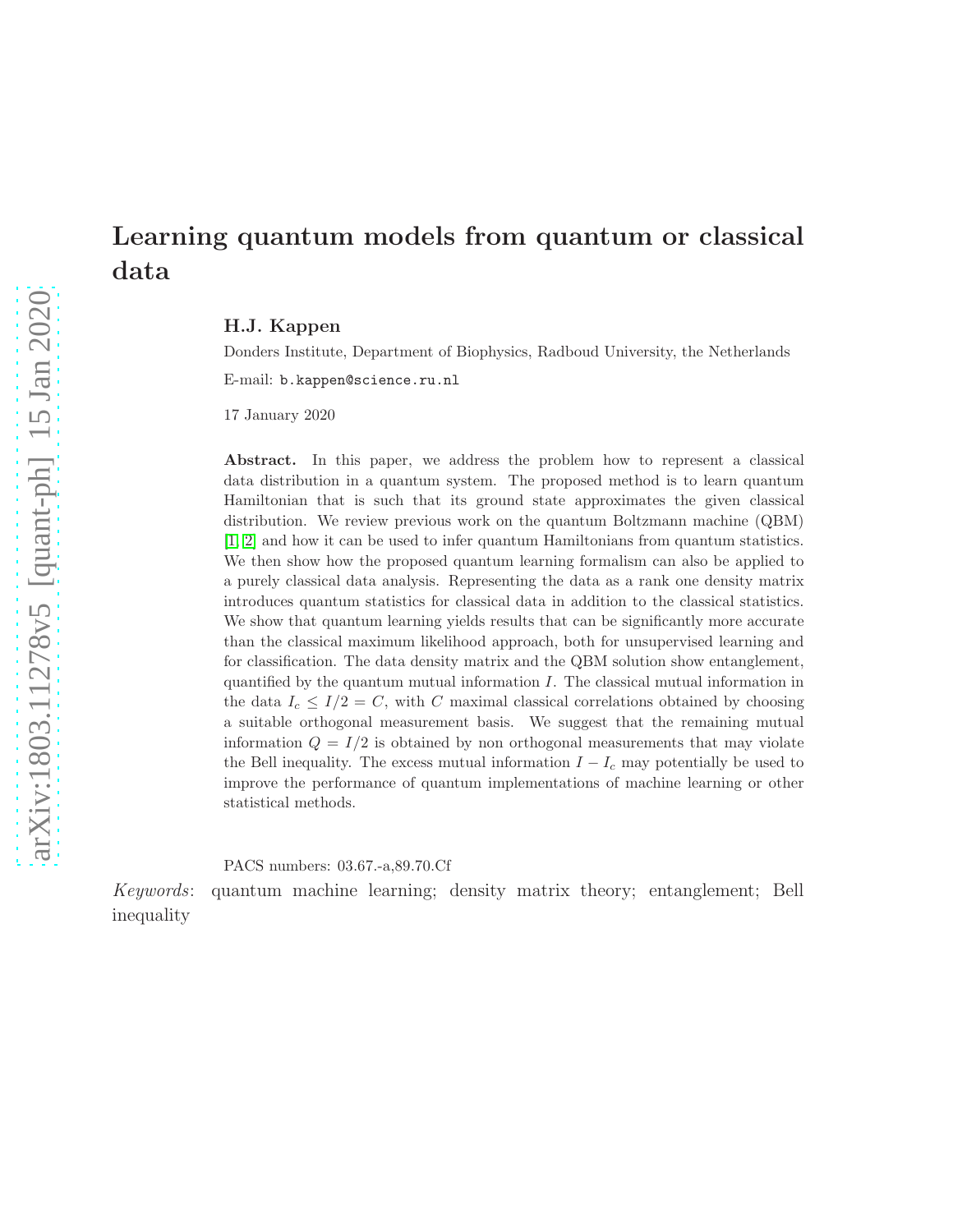# Learning quantum models from quantum or classical data

**H.J. Kappen**

Donders Institute, Department of Biophysics, Radboud University, the Netherlands

E-mail: b.kappen@science.ru.nl

17 January 2020

**Abstract.** In this paper, we address the problem how to represent a classical data distribution in a quantum system. The proposed method is to learn quantum Hamiltonian that is such that its ground state approximates the given classical distribution. We review previous work on the quantum Boltzmann machine (QBM) [1, 2] and how it can be used to infer quantum Hamiltonians from quantum statistics. We then show how the proposed quantum learning formalism can also be applied to a purely classical data analysis. Representing the data as a rank one density matrix introduces quantum statistics for classical data in addition to the classical statistics. We show that quantum learning yields results that can be significantly more accurate than the classical maximum likelihood approach, both for unsupervised learning and for classification. The data density matrix and the QBM solution show entanglement, quantified by the quantum mutual information $I$. The classical mutual information in the data $I_c \leq I/2 = C$, with $C$ maximal classical correlations obtained by choosing a suitable orthogonal measurement basis. We suggest that the remaining mutual information $Q = I/2$ is obtained by non orthogonal measurements that may violate the Bell inequality. The excess mutual information $I - I_c$ may potentially be used to improve the performance of quantum implementations of machine learning or other statistical methods.

PACS numbers: 03.67.-a,89.70.Cf

*Keywords*: quantum machine learning; density matrix theory; entanglement; Bell inequality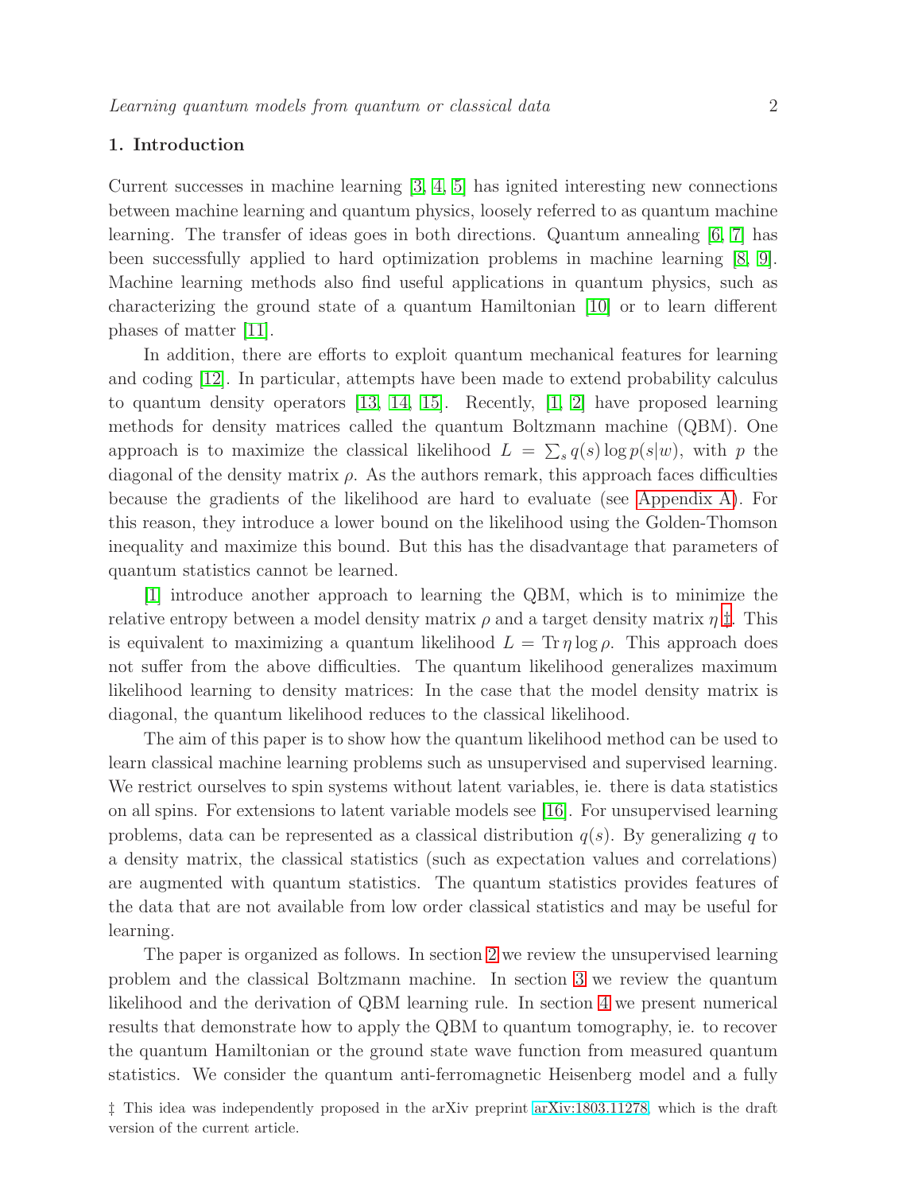## 1. Introduction

Current successes in machine learning [3, 4, 5] has ignited interesting new connections between machine learning and quantum physics, loosely referred to as quantum machine learning. The transfer of ideas goes in both directions. Quantum annealing [6, 7] has been successfully applied to hard optimization problems in machine learning [8, 9]. Machine learning methods also find useful applications in quantum physics, such as characterizing the ground state of a quantum Hamiltonian [10] or to learn different phases of matter [11].

In addition, there are efforts to exploit quantum mechanical features for learning and coding [12]. In particular, attempts have been made to extend probability calculus to quantum density operators [13, 14, 15]. Recently, [1, 2] have proposed learning methods for density matrices called the quantum Boltzmann machine (QBM). One approach is to maximize the classical likelihood $L = \sum_s q(s) \log p(s|w)$, with $p$ the diagonal of the density matrix $\rho$. As the authors remark, this approach faces difficulties because the gradients of the likelihood are hard to evaluate (see Appendix A). For this reason, they introduce a lower bound on the likelihood using the Golden-Thomson inequality and maximize this bound. But this has the disadvantage that parameters of quantum statistics cannot be learned.

[1] introduce another approach to learning the QBM, which is to minimize the relative entropy between a model density matrix $\rho$ and a target density matrix $\eta$ ‡. This is equivalent to maximizing a quantum likelihood $L = \mathrm{Tr}\, \eta \log \rho$. This approach does not suffer from the above difficulties. The quantum likelihood generalizes maximum likelihood learning to density matrices: In the case that the model density matrix is diagonal, the quantum likelihood reduces to the classical likelihood.

The aim of this paper is to show how the quantum likelihood method can be used to learn classical machine learning problems such as unsupervised and supervised learning. We restrict ourselves to spin systems without latent variables, ie. there is data statistics on all spins. For extensions to latent variable models see [16]. For unsupervised learning problems, data can be represented as a classical distribution $q(s)$. By generalizing $q$ to a density matrix, the classical statistics (such as expectation values and correlations) are augmented with quantum statistics. The quantum statistics provides features of the data that are not available from low order classical statistics and may be useful for learning.

The paper is organized as follows. In section 2 we review the unsupervised learning problem and the classical Boltzmann machine. In section 3 we review the quantum likelihood and the derivation of QBM learning rule. In section 4 we present numerical results that demonstrate how to apply the QBM to quantum tomography, ie. to recover the quantum Hamiltonian or the ground state wave function from measured quantum statistics. We consider the quantum anti-ferromagnetic Heisenberg model and a fully

‡ This idea was independently proposed in the arXiv preprint arXiv:1803.11278, which is the draft version of the current article.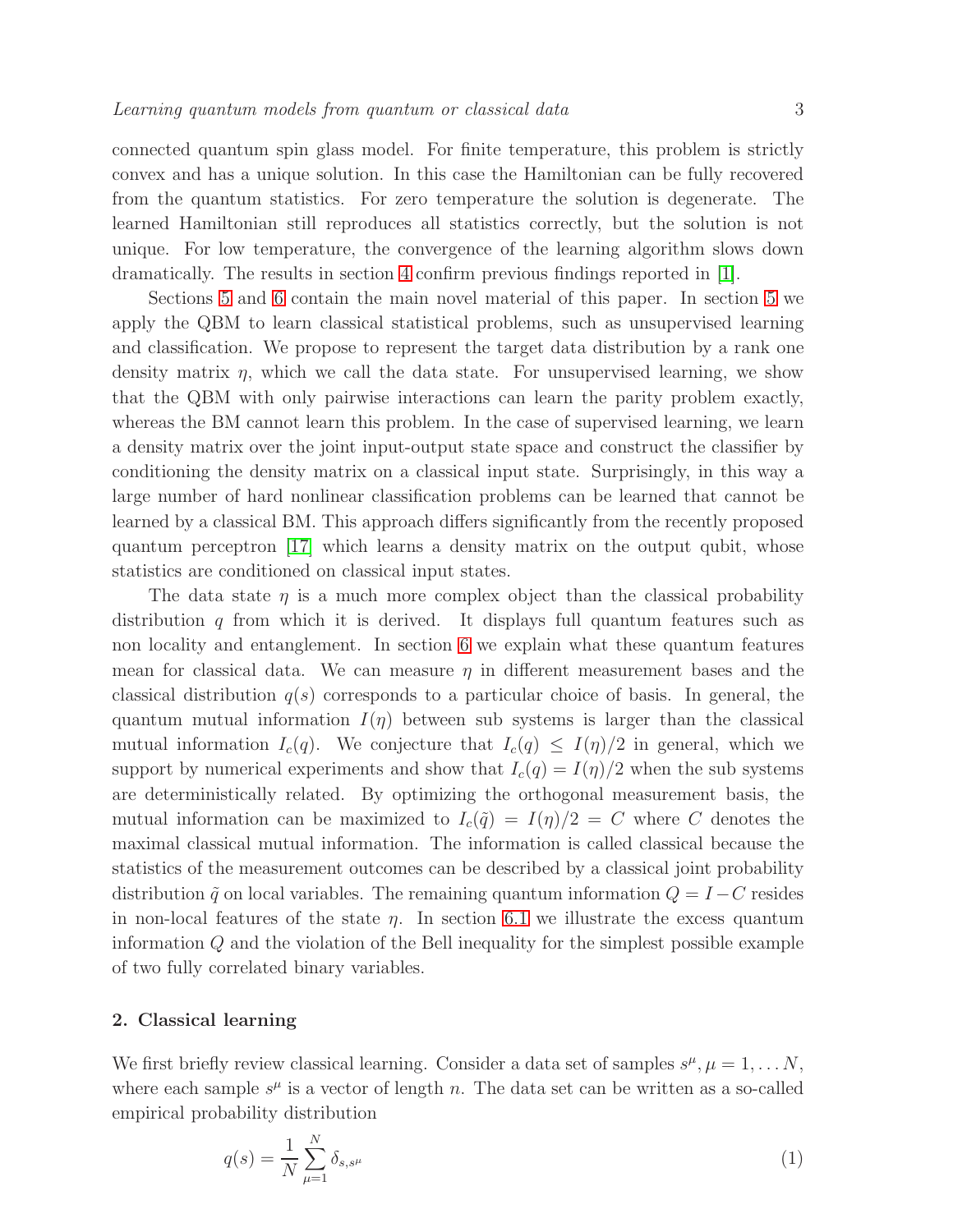connected quantum spin glass model. For finite temperature, this problem is strictly convex and has a unique solution. In this case the Hamiltonian can be fully recovered from the quantum statistics. For zero temperature the solution is degenerate. The learned Hamiltonian still reproduces all statistics correctly, but the solution is not unique. For low temperature, the convergence of the learning algorithm slows down dramatically. The results in section 4 confirm previous findings reported in [1].

Sections 5 and 6 contain the main novel material of this paper. In section 5 we apply the QBM to learn classical statistical problems, such as unsupervised learning and classification. We propose to represent the target data distribution by a rank one density matrix $\eta$, which we call the data state. For unsupervised learning, we show that the QBM with only pairwise interactions can learn the parity problem exactly, whereas the BM cannot learn this problem. In the case of supervised learning, we learn a density matrix over the joint input-output state space and construct the classifier by conditioning the density matrix on a classical input state. Surprisingly, in this way a large number of hard nonlinear classification problems can be learned that cannot be learned by a classical BM. This approach differs significantly from the recently proposed quantum perceptron [17] which learns a density matrix on the output qubit, whose statistics are conditioned on classical input states.

The data state $\eta$ is a much more complex object than the classical probability distribution $q$ from which it is derived. It displays full quantum features such as non locality and entanglement. In section 6 we explain what these quantum features mean for classical data. We can measure $\eta$ in different measurement bases and the classical distribution $q(s)$ corresponds to a particular choice of basis. In general, the quantum mutual information $I(\eta)$ between sub systems is larger than the classical mutual information $I_c(q)$. We conjecture that $I_c(q) \leq I(\eta)/2$ in general, which we support by numerical experiments and show that $I_c(q) = I(\eta)/2$ when the sub systems are deterministically related. By optimizing the orthogonal measurement basis, the mutual information can be maximized to $I_c(\tilde{q}) = I(\eta)/2 = C$ where $C$ denotes the maximal classical mutual information. The information is called classical because the statistics of the measurement outcomes can be described by a classical joint probability distribution $\tilde{q}$ on local variables. The remaining quantum information $Q = I - C$ resides in non-local features of the state $\eta$. In section 6.1 we illustrate the excess quantum information $Q$ and the violation of the Bell inequality for the simplest possible example of two fully correlated binary variables.

## 2. Classical learning

We first briefly review classical learning. Consider a data set of samples $s^\mu, \mu = 1, \ldots N$, where each sample $s^\mu$ is a vector of length $n$. The data set can be written as a so-called empirical probability distribution

$$q(s) = \frac{1}{N} \sum_{\mu=1}^{N} \delta_{s,s^\mu} \tag{1}$$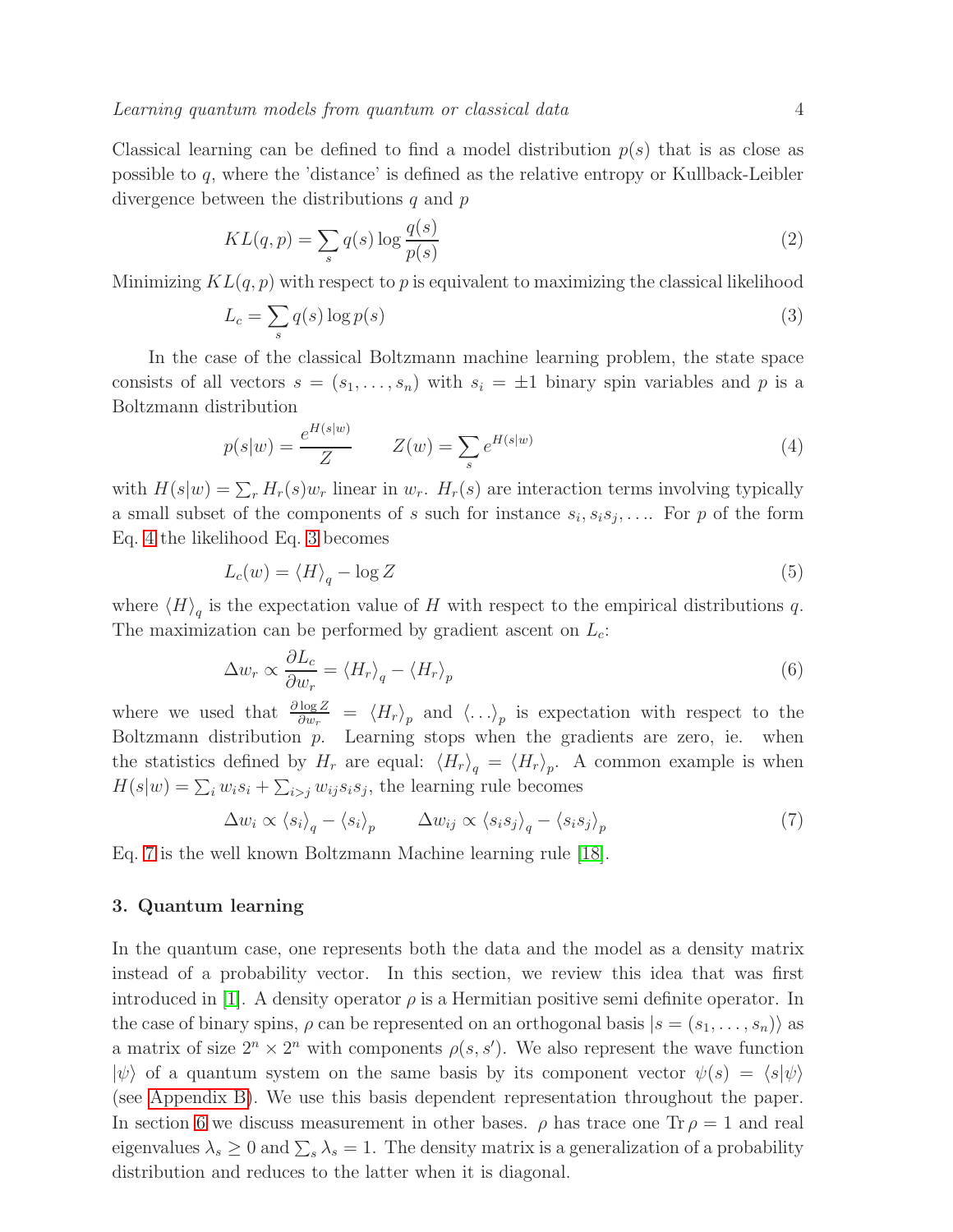Classical learning can be defined to find a model distribution $p(s)$ that is as close as possible to $q$, where the 'distance' is defined as the relative entropy or Kullback-Leibler divergence between the distributions $q$ and $p$

$$KL(q,p) = \sum_s q(s) \log \frac{q(s)}{p(s)} \tag{2}$$

Minimizing $KL(q,p)$ with respect to $p$ is equivalent to maximizing the classical likelihood

$$L_c = \sum_s q(s) \log p(s) \tag{3}$$

In the case of the classical Boltzmann machine learning problem, the state space consists of all vectors $s = (s_1, \ldots, s_n)$ with $s_i = \pm 1$ binary spin variables and $p$ is a Boltzmann distribution

$$p(s|w) = \frac{e^{H(s|w)}}{Z} \qquad Z(w) = \sum_s e^{H(s|w)} \tag{4}$$

with $H(s|w) = \sum_r H_r(s) w_r$ linear in $w_r$. $H_r(s)$ are interaction terms involving typically a small subset of the components of $s$ such for instance $s_i, s_i s_j, \ldots$. For $p$ of the form Eq. 4 the likelihood Eq. 3 becomes

$$L_c(w) = \langle H \rangle_q - \log Z \tag{5}$$

where $\langle H \rangle_q$ is the expectation value of $H$ with respect to the empirical distributions $q$. The maximization can be performed by gradient ascent on $L_c$:

$$\Delta w_r \propto \frac{\partial L_c}{\partial w_r} = \langle H_r \rangle_q - \langle H_r \rangle_p \tag{6}$$

where we used that $\frac{\partial \log Z}{\partial w_r} = \langle H_r \rangle_p$ and $\langle \ldots \rangle_p$ is expectation with respect to the Boltzmann distribution $p$. Learning stops when the gradients are zero, ie. when the statistics defined by $H_r$ are equal: $\langle H_r \rangle_q = \langle H_r \rangle_p$. A common example is when $H(s|w) = \sum_i w_i s_i + \sum_{i>j} w_{ij} s_i s_j$, the learning rule becomes

$$\Delta w_i \propto \langle s_i \rangle_q - \langle s_i \rangle_p \qquad \Delta w_{ij} \propto \langle s_i s_j \rangle_q - \langle s_i s_j \rangle_p \tag{7}$$

Eq. 7 is the well known Boltzmann Machine learning rule [18].

## 3. Quantum learning

In the quantum case, one represents both the data and the model as a density matrix instead of a probability vector. In this section, we review this idea that was first introduced in [1]. A density operator $\rho$ is a Hermitian positive semi definite operator. In the case of binary spins, $\rho$ can be represented on an orthogonal basis $|s = (s_1, \ldots, s_n)\rangle$ as a matrix of size $2^n \times 2^n$ with components $\rho(s, s')$. We also represent the wave function $|\psi\rangle$ of a quantum system on the same basis by its component vector $\psi(s) = \langle s|\psi\rangle$ (see Appendix B). We use this basis dependent representation throughout the paper. In section 6 we discuss measurement in other bases. $\rho$ has trace one $\mathrm{Tr}\,\rho = 1$ and real eigenvalues $\lambda_s \geq 0$ and $\sum_s \lambda_s = 1$. The density matrix is a generalization of a probability distribution and reduces to the latter when it is diagonal.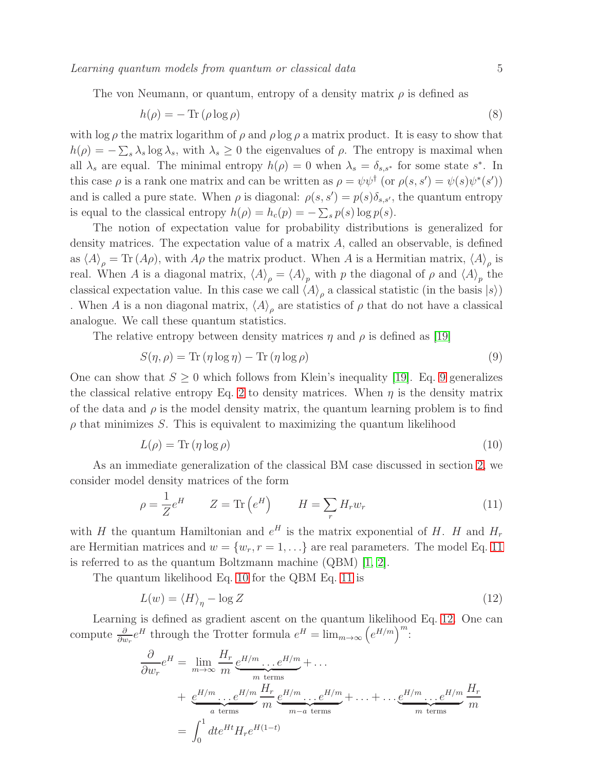The von Neumann, or quantum, entropy of a density matrix $\rho$ is defined as

$$h(\rho) = -\operatorname{Tr}(\rho \log \rho) \tag{8}$$

with $\log \rho$ the matrix logarithm of $\rho$ and $\rho \log \rho$ a matrix product. It is easy to show that $h(\rho) = -\sum_s \lambda_s \log \lambda_s$, with $\lambda_s \geq 0$ the eigenvalues of $\rho$. The entropy is maximal when all $\lambda_s$ are equal. The minimal entropy $h(\rho) = 0$ when $\lambda_s = \delta_{s,s^*}$ for some state $s^*$. In this case $\rho$ is a rank one matrix and can be written as $\rho = \psi\psi^\dagger$ (or $\rho(s,s') = \psi(s)\psi^*(s')$) and is called a pure state. When $\rho$ is diagonal: $\rho(s,s') = p(s)\delta_{s,s'}$, the quantum entropy is equal to the classical entropy $h(\rho) = h_c(p) = -\sum_s p(s) \log p(s)$.

The notion of expectation value for probability distributions is generalized for density matrices. The expectation value of a matrix $A$, called an observable, is defined as $\langle A \rangle_\rho = \operatorname{Tr}(A\rho)$, with $A\rho$ the matrix product. When $A$ is a Hermitian matrix, $\langle A \rangle_\rho$ is real. When $A$ is a diagonal matrix, $\langle A \rangle_\rho = \langle A \rangle_p$ with $p$ the diagonal of $\rho$ and $\langle A \rangle_p$ the classical expectation value. In this case we call $\langle A \rangle_\rho$ a classical statistic (in the basis $|s\rangle$) . When $A$ is a non diagonal matrix, $\langle A \rangle_\rho$ are statistics of $\rho$ that do not have a classical analogue. We call these quantum statistics.

The relative entropy between density matrices $\eta$ and $\rho$ is defined as [19]

$$S(\eta, \rho) = \operatorname{Tr}(\eta \log \eta) - \operatorname{Tr}(\eta \log \rho) \tag{9}$$

One can show that $S \geq 0$ which follows from Klein's inequality [19]. Eq. 9 generalizes the classical relative entropy Eq. 2 to density matrices. When $\eta$ is the density matrix of the data and $\rho$ is the model density matrix, the quantum learning problem is to find $\rho$ that minimizes $S$. This is equivalent to maximizing the quantum likelihood

$$L(\rho) = \operatorname{Tr}(\eta \log \rho) \tag{10}$$

As an immediate generalization of the classical BM case discussed in section 2, we consider model density matrices of the form

$$\rho = \frac{1}{Z} e^H \qquad Z = \operatorname{Tr}\left(e^H\right) \qquad H = \sum_r H_r w_r \tag{11}$$

with $H$ the quantum Hamiltonian and $e^H$ is the matrix exponential of $H$. $H$ and $H_r$ are Hermitian matrices and $w = \{w_r, r = 1, \ldots\}$ are real parameters. The model Eq. 11 is referred to as the quantum Boltzmann machine (QBM) [1, 2].

The quantum likelihood Eq. 10 for the QBM Eq. 11 is

$$L(w) = \langle H \rangle_\eta - \log Z \tag{12}$$

Learning is defined as gradient ascent on the quantum likelihood Eq. 12. One can compute $\frac{\partial}{\partial w_r} e^H$ through the Trotter formula $e^H = \lim_{m\to\infty}\left(e^{H/m}\right)^m$:

$$\begin{aligned}
\frac{\partial}{\partial w_r} e^H &= \lim_{m\to\infty} \frac{H_r}{m} \underbrace{e^{H/m} \ldots e^{H/m}}_{m \text{ terms}} + \ldots \\
&+ \underbrace{e^{H/m} \ldots e^{H/m}}_{a \text{ terms}} \frac{H_r}{m} \underbrace{e^{H/m} \ldots e^{H/m}}_{m-a \text{ terms}} + \ldots + \ldots \underbrace{e^{H/m} \ldots e^{H/m}}_{m \text{ terms}} \frac{H_r}{m} \\
&= \int_0^1 dt e^{Ht} H_r e^{H(1-t)}
\end{aligned}$$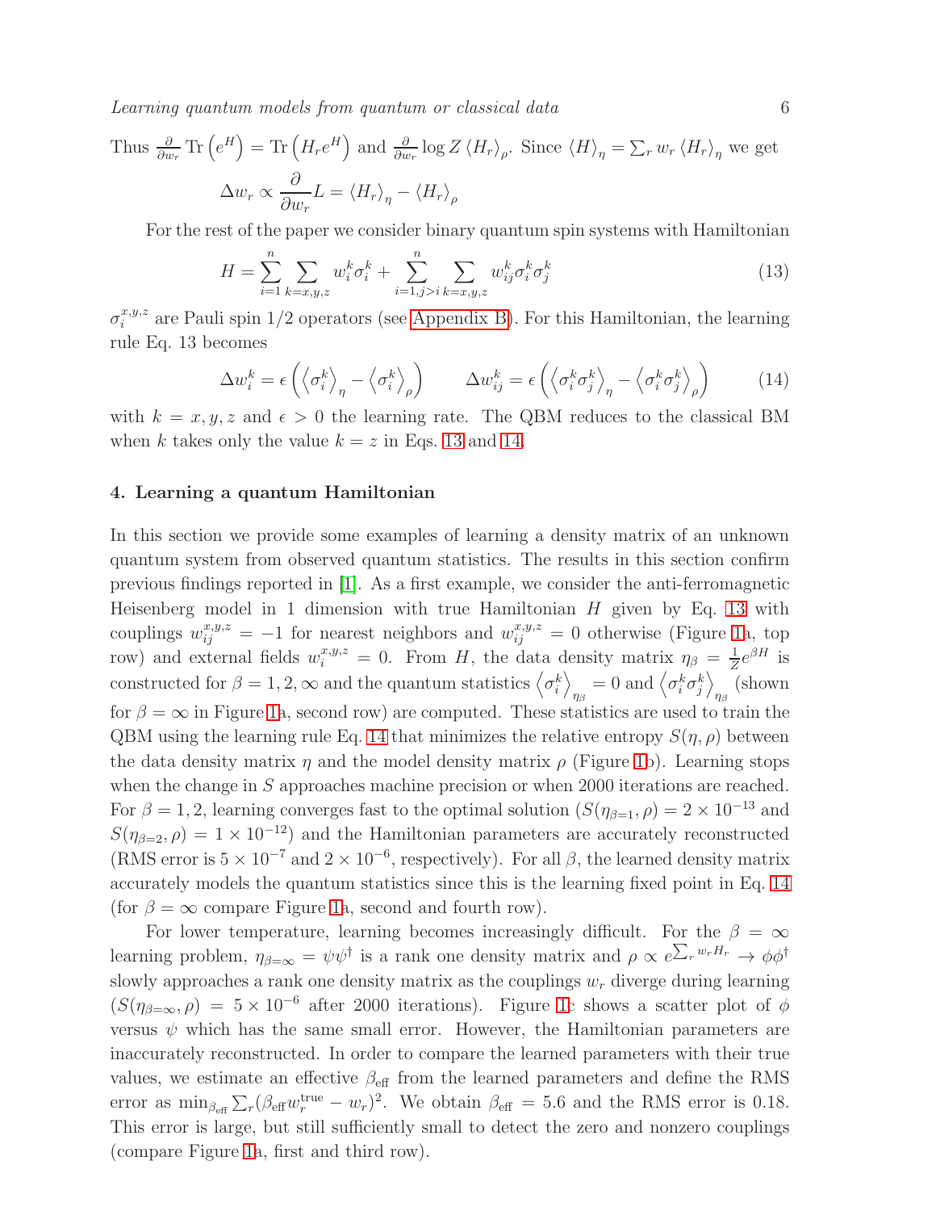Thus $\frac{\partial}{\partial w_r} \mathrm{Tr}\left(e^H\right) = \mathrm{Tr}\left(H_r e^H\right)$ and $\frac{\partial}{\partial w_r} \log Z \left\langle H_r \right\rangle_\rho$. Since $\left\langle H \right\rangle_\eta = \sum_r w_r \left\langle H_r \right\rangle_\eta$ we get

$$\Delta w_r \propto \frac{\partial}{\partial w_r} L = \left\langle H_r \right\rangle_\eta - \left\langle H_r \right\rangle_\rho$$

For the rest of the paper we consider binary quantum spin systems with Hamiltonian

$$H = \sum_{i=1}^{n} \sum_{k=x,y,z} w_i^k \sigma_i^k + \sum_{i=1,j>i}^{n} \sum_{k=x,y,z} w_{ij}^k \sigma_i^k \sigma_j^k \tag{13}$$

$\sigma_i^{x,y,z}$ are Pauli spin 1/2 operators (see Appendix B). For this Hamiltonian, the learning rule Eq. 13 becomes

$$\Delta w_i^k = \epsilon \left( \left\langle \sigma_i^k \right\rangle_\eta - \left\langle \sigma_i^k \right\rangle_\rho \right) \qquad \Delta w_{ij}^k = \epsilon \left( \left\langle \sigma_i^k \sigma_j^k \right\rangle_\eta - \left\langle \sigma_i^k \sigma_j^k \right\rangle_\rho \right) \tag{14}$$

with $k = x, y, z$ and $\epsilon > 0$ the learning rate. The QBM reduces to the classical BM when $k$ takes only the value $k = z$ in Eqs. 13 and 14.

## 4. Learning a quantum Hamiltonian

In this section we provide some examples of learning a density matrix of an unknown quantum system from observed quantum statistics. The results in this section confirm previous findings reported in [1]. As a first example, we consider the anti-ferromagnetic Heisenberg model in 1 dimension with true Hamiltonian $H$ given by Eq. 13 with couplings $w_{ij}^{x,y,z} = -1$ for nearest neighbors and $w_{ij}^{x,y,z} = 0$ otherwise (Figure 1a, top row) and external fields $w_i^{x,y,z} = 0$. From $H$, the data density matrix $\eta_\beta = \frac{1}{Z} e^{\beta H}$ is constructed for $\beta = 1, 2, \infty$ and the quantum statistics $\left\langle \sigma_i^k \right\rangle_{\eta_\beta} = 0$ and $\left\langle \sigma_i^k \sigma_j^k \right\rangle_{\eta_\beta}$ (shown for $\beta = \infty$ in Figure 1a, second row) are computed. These statistics are used to train the QBM using the learning rule Eq. 14 that minimizes the relative entropy $S(\eta, \rho)$ between the data density matrix $\eta$ and the model density matrix $\rho$ (Figure 1b). Learning stops when the change in $S$ approaches machine precision or when 2000 iterations are reached. For $\beta = 1, 2$, learning converges fast to the optimal solution ($S(\eta_{\beta=1}, \rho) = 2 \times 10^{-13}$ and $S(\eta_{\beta=2}, \rho) = 1 \times 10^{-12}$) and the Hamiltonian parameters are accurately reconstructed (RMS error is $5 \times 10^{-7}$ and $2 \times 10^{-6}$, respectively). For all $\beta$, the learned density matrix accurately models the quantum statistics since this is the learning fixed point in Eq. 14 (for $\beta = \infty$ compare Figure 1a, second and fourth row).

For lower temperature, learning becomes increasingly difficult. For the $\beta = \infty$ learning problem, $\eta_{\beta=\infty} = \psi\psi^\dagger$ is a rank one density matrix and $\rho \propto e^{\sum_r w_r H_r} \to \phi\phi^\dagger$ slowly approaches a rank one density matrix as the couplings $w_r$ diverge during learning ($S(\eta_{\beta=\infty}, \rho) = 5 \times 10^{-6}$ after 2000 iterations). Figure 1c shows a scatter plot of $\phi$ versus $\psi$ which has the same small error. However, the Hamiltonian parameters are inaccurately reconstructed. In order to compare the learned parameters with their true values, we estimate an effective $\beta_{\text{eff}}$ from the learned parameters and define the RMS error as $\min_{\beta_{\text{eff}}} \sum_r (\beta_{\text{eff}} w_r^{\text{true}} - w_r)^2$. We obtain $\beta_{\text{eff}} = 5.6$ and the RMS error is 0.18. This error is large, but still sufficiently small to detect the zero and nonzero couplings (compare Figure 1a, first and third row).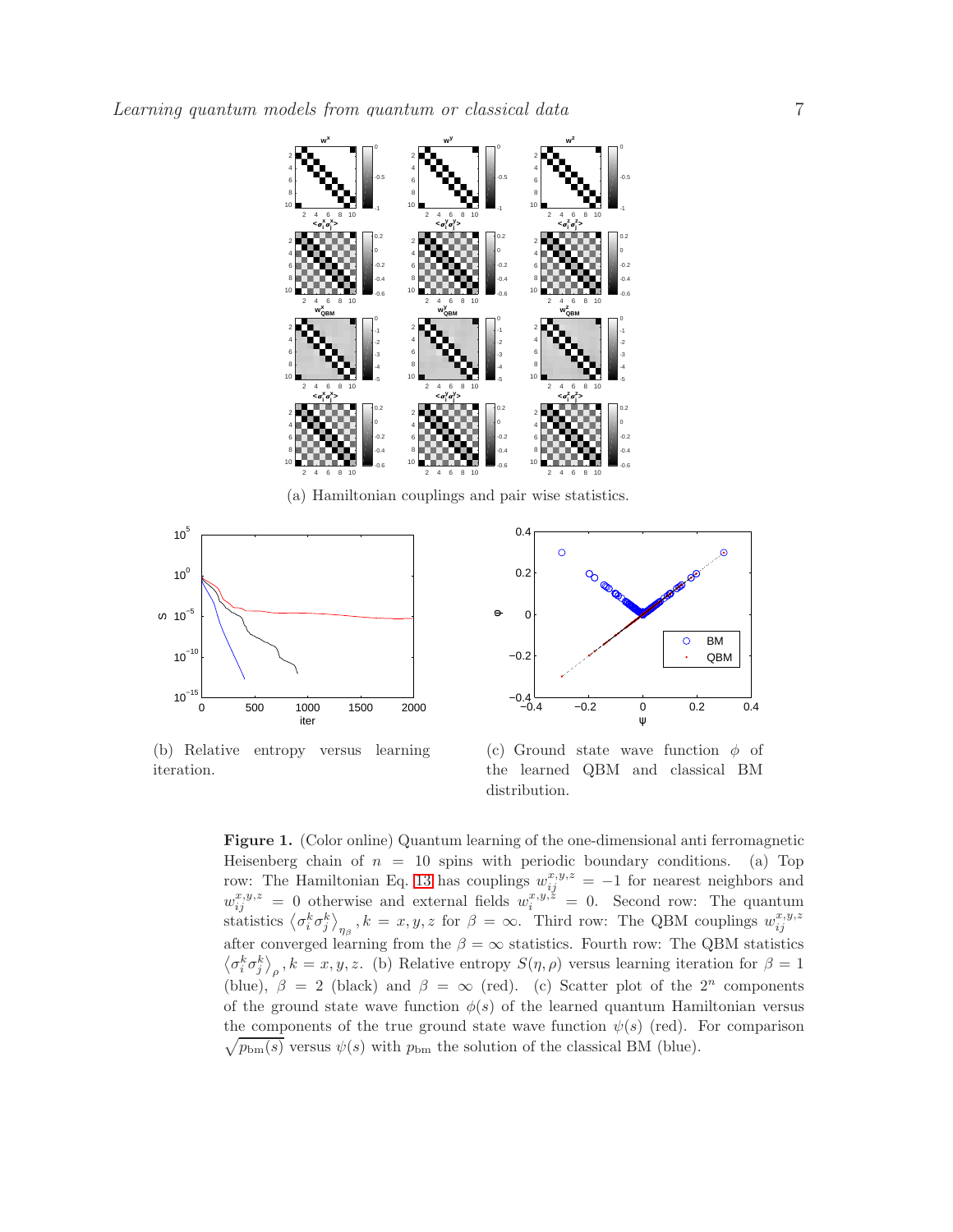(a) Hamiltonian couplings and pair wise statistics.

(b) Relative entropy versus learning iteration.

(c) Ground state wave function $\phi$ of the learned QBM and classical BM distribution.

**Figure 1.** (Color online) Quantum learning of the one-dimensional anti ferromagnetic Heisenberg chain of $n = 10$ spins with periodic boundary conditions. (a) Top row: The Hamiltonian Eq. 13 has couplings $w_{ij}^{x,y,z} = -1$ for nearest neighbors and $w_{ij}^{x,y,z} = 0$ otherwise and external fields $w_i^{x,y,z} = 0$. Second row: The quantum statistics $\left\langle \sigma_i^k \sigma_j^k \right\rangle_{\eta_\beta}, k = x, y, z$ for $\beta = \infty$. Third row: The QBM couplings $w_{ij}^{x,y,z}$ after converged learning from the $\beta = \infty$ statistics. Fourth row: The QBM statistics $\left\langle \sigma_i^k \sigma_j^k \right\rangle_\rho, k = x, y, z$. (b) Relative entropy $S(\eta, \rho)$ versus learning iteration for $\beta = 1$ (blue), $\beta = 2$ (black) and $\beta = \infty$ (red). (c) Scatter plot of the $2^n$ components of the ground state wave function $\phi(s)$ of the learned quantum Hamiltonian versus the components of the true ground state wave function $\psi(s)$ (red). For comparison $\sqrt{p_{\rm bm}(s)}$ versus $\psi(s)$ with $p_{\rm bm}$ the solution of the classical BM (blue).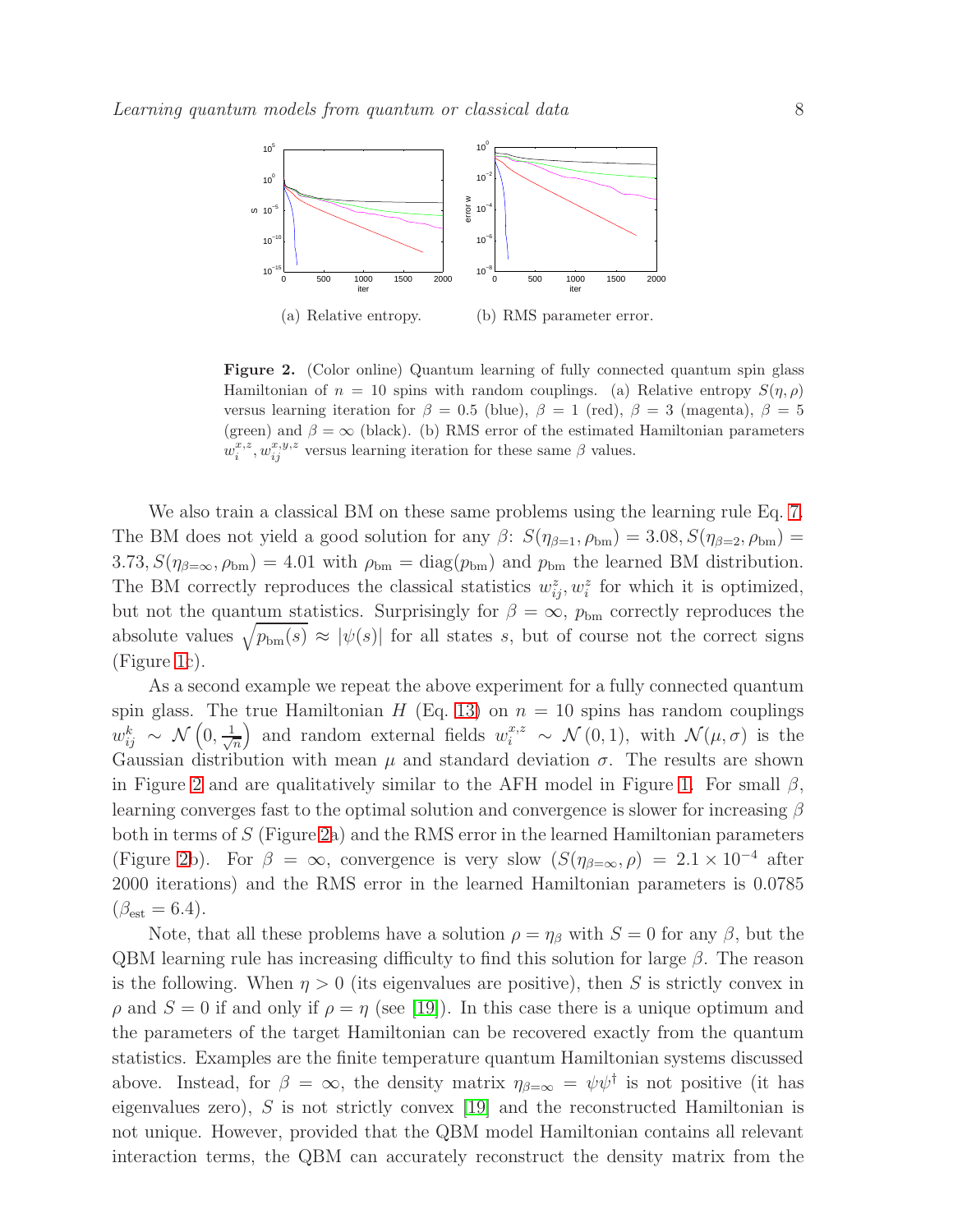(a) Relative entropy.

(b) RMS parameter error.

**Figure 2.** (Color online) Quantum learning of fully connected quantum spin glass Hamiltonian of $n = 10$ spins with random couplings. (a) Relative entropy $S(\eta, \rho)$ versus learning iteration for $\beta = 0.5$ (blue), $\beta = 1$ (red), $\beta = 3$ (magenta), $\beta = 5$ (green) and $\beta = \infty$ (black). (b) RMS error of the estimated Hamiltonian parameters $w_i^{x,z}, w_{ij}^{x,y,z}$ versus learning iteration for these same $\beta$ values.

We also train a classical BM on these same problems using the learning rule Eq. 7. The BM does not yield a good solution for any $\beta$: $S(\eta_{\beta=1}, \rho_{\rm bm}) = 3.08, S(\eta_{\beta=2}, \rho_{\rm bm}) = 3.73, S(\eta_{\beta=\infty}, \rho_{\rm bm}) = 4.01$ with $\rho_{\rm bm} = {\rm diag}(p_{\rm bm})$ and $p_{\rm bm}$ the learned BM distribution. The BM correctly reproduces the classical statistics $w_{ij}^z, w_i^z$ for which it is optimized, but not the quantum statistics. Surprisingly for $\beta = \infty$, $p_{\rm bm}$ correctly reproduces the absolute values $\sqrt{p_{\rm bm}(s)} \approx |\psi(s)|$ for all states $s$, but of course not the correct signs (Figure 1c).

As a second example we repeat the above experiment for a fully connected quantum spin glass. The true Hamiltonian $H$ (Eq. 13) on $n = 10$ spins has random couplings $w_{ij}^k \sim \mathcal{N}\left(0, \frac{1}{\sqrt{n}}\right)$ and random external fields $w_i^{x,z} \sim \mathcal{N}(0, 1)$, with $\mathcal{N}(\mu, \sigma)$ is the Gaussian distribution with mean $\mu$ and standard deviation $\sigma$. The results are shown in Figure 2 and are qualitatively similar to the AFH model in Figure 1. For small $\beta$, learning converges fast to the optimal solution and convergence is slower for increasing $\beta$ both in terms of $S$ (Figure 2a) and the RMS error in the learned Hamiltonian parameters (Figure 2b). For $\beta = \infty$, convergence is very slow ($S(\eta_{\beta=\infty}, \rho) = 2.1 \times 10^{-4}$ after 2000 iterations) and the RMS error in the learned Hamiltonian parameters is 0.0785 ($\beta_{\rm est} = 6.4$).

Note, that all these problems have a solution $\rho = \eta_\beta$ with $S = 0$ for any $\beta$, but the QBM learning rule has increasing difficulty to find this solution for large $\beta$. The reason is the following. When $\eta > 0$ (its eigenvalues are positive), then $S$ is strictly convex in $\rho$ and $S = 0$ if and only if $\rho = \eta$ (see [19]). In this case there is a unique optimum and the parameters of the target Hamiltonian can be recovered exactly from the quantum statistics. Examples are the finite temperature quantum Hamiltonian systems discussed above. Instead, for $\beta = \infty$, the density matrix $\eta_{\beta=\infty} = \psi\psi^\dagger$ is not positive (it has eigenvalues zero), $S$ is not strictly convex [19] and the reconstructed Hamiltonian is not unique. However, provided that the QBM model Hamiltonian contains all relevant interaction terms, the QBM can accurately reconstruct the density matrix from the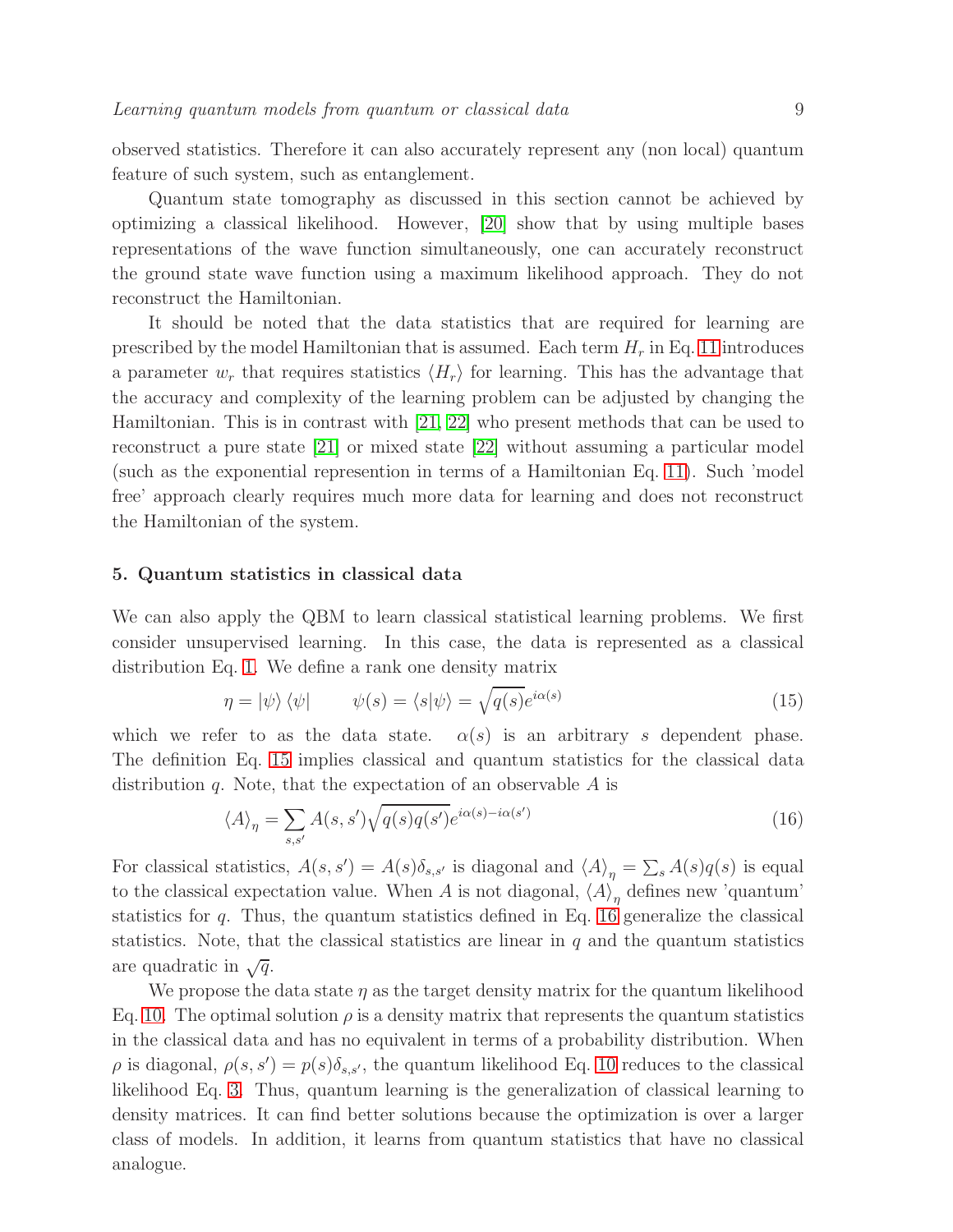observed statistics. Therefore it can also accurately represent any (non local) quantum feature of such system, such as entanglement.

Quantum state tomography as discussed in this section cannot be achieved by optimizing a classical likelihood. However, [20] show that by using multiple bases representations of the wave function simultaneously, one can accurately reconstruct the ground state wave function using a maximum likelihood approach. They do not reconstruct the Hamiltonian.

It should be noted that the data statistics that are required for learning are prescribed by the model Hamiltonian that is assumed. Each term $H_r$ in Eq. 11 introduces a parameter $w_r$ that requires statistics $\langle H_r \rangle$ for learning. This has the advantage that the accuracy and complexity of the learning problem can be adjusted by changing the Hamiltonian. This is in contrast with [21, 22] who present methods that can be used to reconstruct a pure state [21] or mixed state [22] without assuming a particular model (such as the exponential represention in terms of a Hamiltonian Eq. 11). Such 'model free' approach clearly requires much more data for learning and does not reconstruct the Hamiltonian of the system.

## 5. Quantum statistics in classical data

We can also apply the QBM to learn classical statistical learning problems. We first consider unsupervised learning. In this case, the data is represented as a classical distribution Eq. 1. We define a rank one density matrix

$$\eta = |\psi\rangle \langle\psi| \qquad \psi(s) = \langle s|\psi\rangle = \sqrt{q(s)} e^{i\alpha(s)} \tag{15}$$

which we refer to as the data state. $\alpha(s)$ is an arbitrary $s$ dependent phase. The definition Eq. 15 implies classical and quantum statistics for the classical data distribution $q$. Note, that the expectation of an observable $A$ is

$$\langle A \rangle_\eta = \sum_{s,s'} A(s,s') \sqrt{q(s)q(s')} e^{i\alpha(s) - i\alpha(s')} \tag{16}$$

For classical statistics, $A(s,s') = A(s)\delta_{s,s'}$ is diagonal and $\langle A \rangle_\eta = \sum_s A(s) q(s)$ is equal to the classical expectation value. When $A$ is not diagonal, $\langle A \rangle_\eta$ defines new 'quantum' statistics for $q$. Thus, the quantum statistics defined in Eq. 16 generalize the classical statistics. Note, that the classical statistics are linear in $q$ and the quantum statistics are quadratic in $\sqrt{q}$.

We propose the data state $\eta$ as the target density matrix for the quantum likelihood Eq. 10. The optimal solution $\rho$ is a density matrix that represents the quantum statistics in the classical data and has no equivalent in terms of a probability distribution. When $\rho$ is diagonal, $\rho(s,s') = p(s)\delta_{s,s'}$, the quantum likelihood Eq. 10 reduces to the classical likelihood Eq. 3. Thus, quantum learning is the generalization of classical learning to density matrices. It can find better solutions because the optimization is over a larger class of models. In addition, it learns from quantum statistics that have no classical analogue.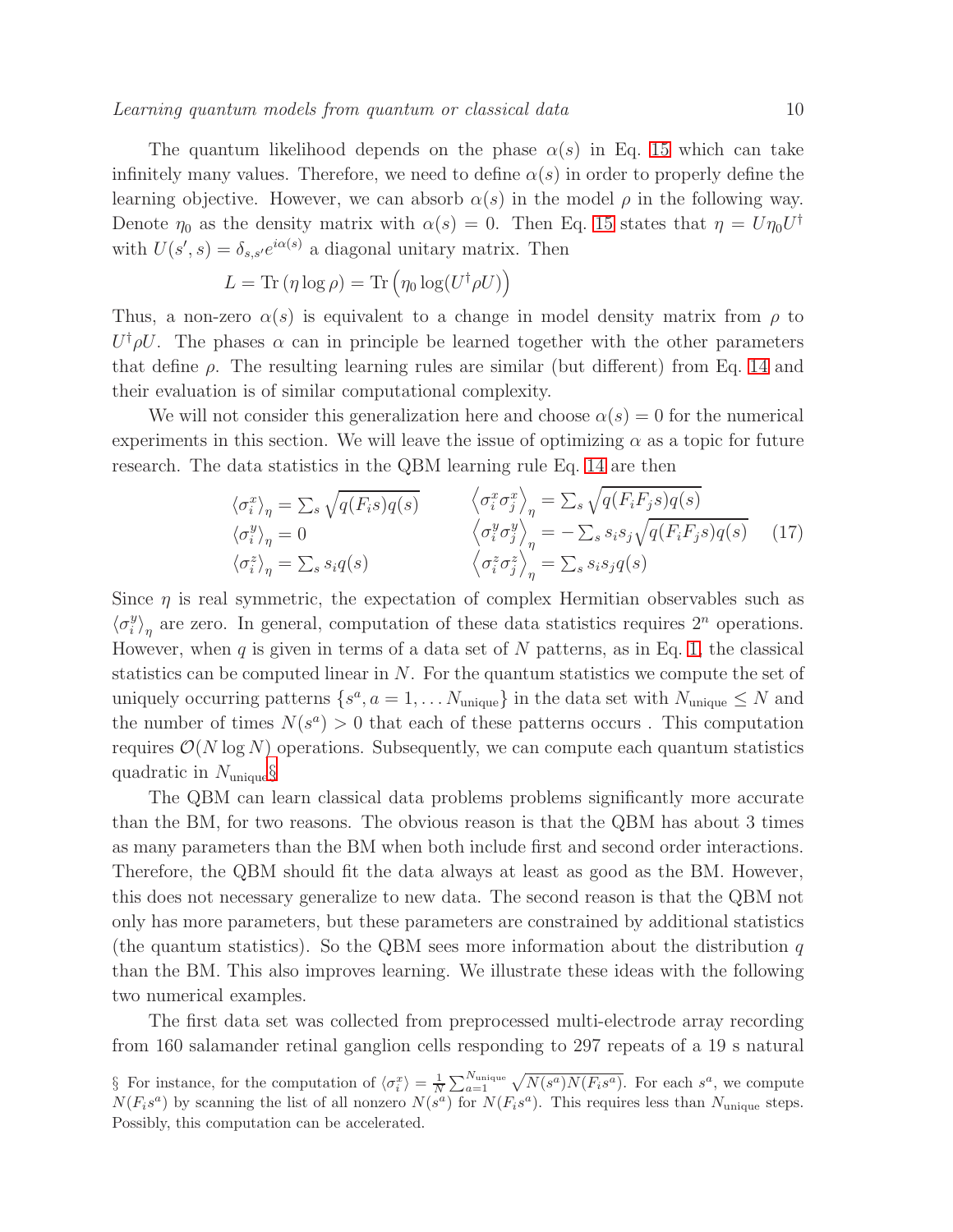The quantum likelihood depends on the phase $\alpha(s)$ in Eq. 15 which can take infinitely many values. Therefore, we need to define $\alpha(s)$ in order to properly define the learning objective. However, we can absorb $\alpha(s)$ in the model $\rho$ in the following way. Denote $\eta_0$ as the density matrix with $\alpha(s) = 0$. Then Eq. 15 states that $\eta = U\eta_0 U^\dagger$ with $U(s', s) = \delta_{s,s'} e^{i\alpha(s)}$ a diagonal unitary matrix. Then

$$L = \mathrm{Tr}\left(\eta \log \rho\right) = \mathrm{Tr}\left(\eta_0 \log(U^\dagger \rho U)\right)$$

Thus, a non-zero $\alpha(s)$ is equivalent to a change in model density matrix from $\rho$ to $U^\dagger \rho U$. The phases $\alpha$ can in principle be learned together with the other parameters that define $\rho$. The resulting learning rules are similar (but different) from Eq. 14 and their evaluation is of similar computational complexity.

We will not consider this generalization here and choose $\alpha(s) = 0$ for the numerical experiments in this section. We will leave the issue of optimizing $\alpha$ as a topic for future research. The data statistics in the QBM learning rule Eq. 14 are then

$$\begin{array}{ll}
\langle \sigma_i^x \rangle_\eta = \sum_s \sqrt{q(F_i s) q(s)} & \left\langle \sigma_i^x \sigma_j^x \right\rangle_\eta = \sum_s \sqrt{q(F_i F_j s) q(s)} \\
\langle \sigma_i^y \rangle_\eta = 0 & \left\langle \sigma_i^y \sigma_j^y \right\rangle_\eta = -\sum_s s_i s_j \sqrt{q(F_i F_j s) q(s)} \\
\langle \sigma_i^z \rangle_\eta = \sum_s s_i q(s) & \left\langle \sigma_i^z \sigma_j^z \right\rangle_\eta = \sum_s s_i s_j q(s)
\end{array} \quad (17)$$

Since $\eta$ is real symmetric, the expectation of complex Hermitian observables such as $\langle \sigma_i^y \rangle_\eta$ are zero. In general, computation of these data statistics requires $2^n$ operations. However, when $q$ is given in terms of a data set of $N$ patterns, as in Eq. 1, the classical statistics can be computed linear in $N$. For the quantum statistics we compute the set of uniquely occurring patterns $\{s^a, a = 1, \ldots N_{\mathrm{unique}}\}$ in the data set with $N_{\mathrm{unique}} \leq N$ and the number of times $N(s^a) > 0$ that each of these patterns occurs . This computation requires $\mathcal{O}(N \log N)$ operations. Subsequently, we can compute each quantum statistics quadratic in $N_{\mathrm{unique}}$.§

The QBM can learn classical data problems problems significantly more accurate than the BM, for two reasons. The obvious reason is that the QBM has about 3 times as many parameters than the BM when both include first and second order interactions. Therefore, the QBM should fit the data always at least as good as the BM. However, this does not necessary generalize to new data. The second reason is that the QBM not only has more parameters, but these parameters are constrained by additional statistics (the quantum statistics). So the QBM sees more information about the distribution $q$ than the BM. This also improves learning. We illustrate these ideas with the following two numerical examples.

The first data set was collected from preprocessed multi-electrode array recording from 160 salamander retinal ganglion cells responding to 297 repeats of a 19 s natural

§ For instance, for the computation of $\langle \sigma_i^x \rangle = \frac{1}{N} \sum_{a=1}^{N_{\mathrm{unique}}} \sqrt{N(s^a) N(F_i s^a)}$. For each $s^a$, we compute $N(F_i s^a)$ by scanning the list of all nonzero $N(s^a)$ for $N(F_i s^a)$. This requires less than $N_{\mathrm{unique}}$ steps. Possibly, this computation can be accelerated.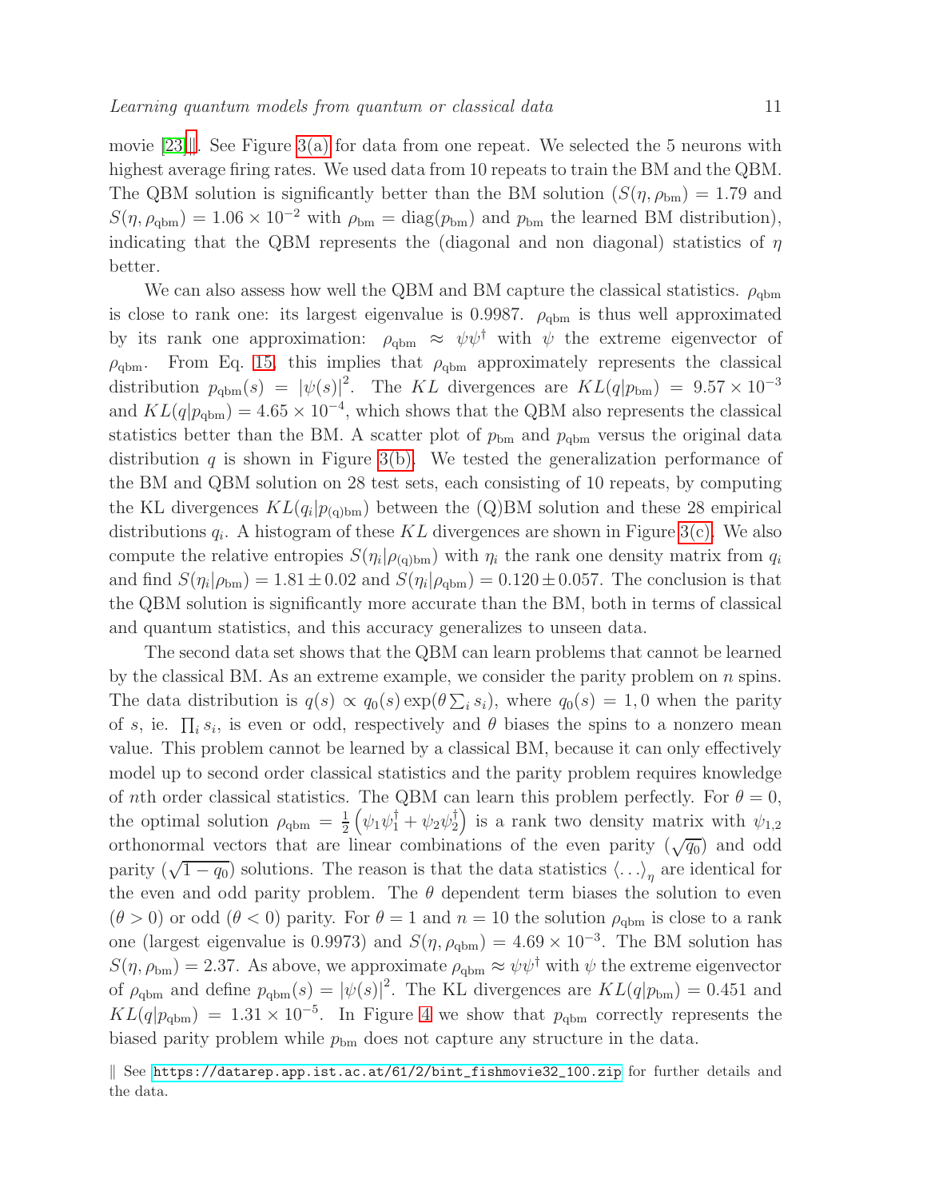movie [23]‖. See Figure 3(a) for data from one repeat. We selected the 5 neurons with highest average firing rates. We used data from 10 repeats to train the BM and the QBM. The QBM solution is significantly better than the BM solution ($S(\eta, \rho_{\rm bm}) = 1.79$ and $S(\eta, \rho_{\rm qbm}) = 1.06 \times 10^{-2}$ with $\rho_{\rm bm} = {\rm diag}(p_{\rm bm})$ and $p_{\rm bm}$ the learned BM distribution), indicating that the QBM represents the (diagonal and non diagonal) statistics of $\eta$ better.

We can also assess how well the QBM and BM capture the classical statistics. $\rho_{\rm qbm}$ is close to rank one: its largest eigenvalue is 0.9987. $\rho_{\rm qbm}$ is thus well approximated by its rank one approximation: $\rho_{\rm qbm} \approx \psi\psi^\dagger$ with $\psi$ the extreme eigenvector of $\rho_{\rm qbm}$. From Eq. 15 this implies that $\rho_{\rm qbm}$ approximately represents the classical distribution $p_{\rm qbm}(s) = |\psi(s)|^2$. The $KL$ divergences are $KL(q|p_{\rm bm}) = 9.57 \times 10^{-3}$ and $KL(q|p_{\rm qbm}) = 4.65 \times 10^{-4}$, which shows that the QBM also represents the classical statistics better than the BM. A scatter plot of $p_{\rm bm}$ and $p_{\rm qbm}$ versus the original data distribution $q$ is shown in Figure 3(b). We tested the generalization performance of the BM and QBM solution on 28 test sets, each consisting of 10 repeats, by computing the KL divergences $KL(q_i|p_{\rm (q)bm})$ between the (Q)BM solution and these 28 empirical distributions $q_i$. A histogram of these $KL$ divergences are shown in Figure 3(c). We also compute the relative entropies $S(\eta_i|\rho_{\rm (q)bm})$ with $\eta_i$ the rank one density matrix from $q_i$ and find $S(\eta_i|\rho_{\rm bm}) = 1.81 \pm 0.02$ and $S(\eta_i|\rho_{\rm qbm}) = 0.120 \pm 0.057$. The conclusion is that the QBM solution is significantly more accurate than the BM, both in terms of classical and quantum statistics, and this accuracy generalizes to unseen data.

The second data set shows that the QBM can learn problems that cannot be learned by the classical BM. As an extreme example, we consider the parity problem on $n$ spins. The data distribution is $q(s) \propto q_0(s)\exp(\theta \sum_i s_i)$, where $q_0(s) = 1, 0$ when the parity of $s$, ie. $\prod_i s_i$, is even or odd, respectively and $\theta$ biases the spins to a nonzero mean value. This problem cannot be learned by a classical BM, because it can only effectively model up to second order classical statistics and the parity problem requires knowledge of $n$th order classical statistics. The QBM can learn this problem perfectly. For $\theta = 0$, the optimal solution $\rho_{\rm qbm} = \frac{1}{2}\left(\psi_1\psi_1^\dagger + \psi_2\psi_2^\dagger\right)$ is a rank two density matrix with $\psi_{1,2}$ orthonormal vectors that are linear combinations of the even parity ($\sqrt{q_0}$) and odd parity ($\sqrt{1-q_0}$) solutions. The reason is that the data statistics $\langle \ldots \rangle_\eta$ are identical for the even and odd parity problem. The $\theta$ dependent term biases the solution to even ($\theta > 0$) or odd ($\theta < 0$) parity. For $\theta = 1$ and $n = 10$ the solution $\rho_{\rm qbm}$ is close to a rank one (largest eigenvalue is 0.9973) and $S(\eta, \rho_{\rm qbm}) = 4.69 \times 10^{-3}$. The BM solution has $S(\eta, \rho_{\rm bm}) = 2.37$. As above, we approximate $\rho_{\rm qbm} \approx \psi\psi^\dagger$ with $\psi$ the extreme eigenvector of $\rho_{\rm qbm}$ and define $p_{\rm qbm}(s) = |\psi(s)|^2$. The KL divergences are $KL(q|p_{\rm bm}) = 0.451$ and $KL(q|p_{\rm qbm}) = 1.31 \times 10^{-5}$. In Figure 4 we show that $p_{\rm qbm}$ correctly represents the biased parity problem while $p_{\rm bm}$ does not capture any structure in the data.

‖ See https://datarep.app.ist.ac.at/61/2/bint_fishmovie32_100.zip for further details and the data.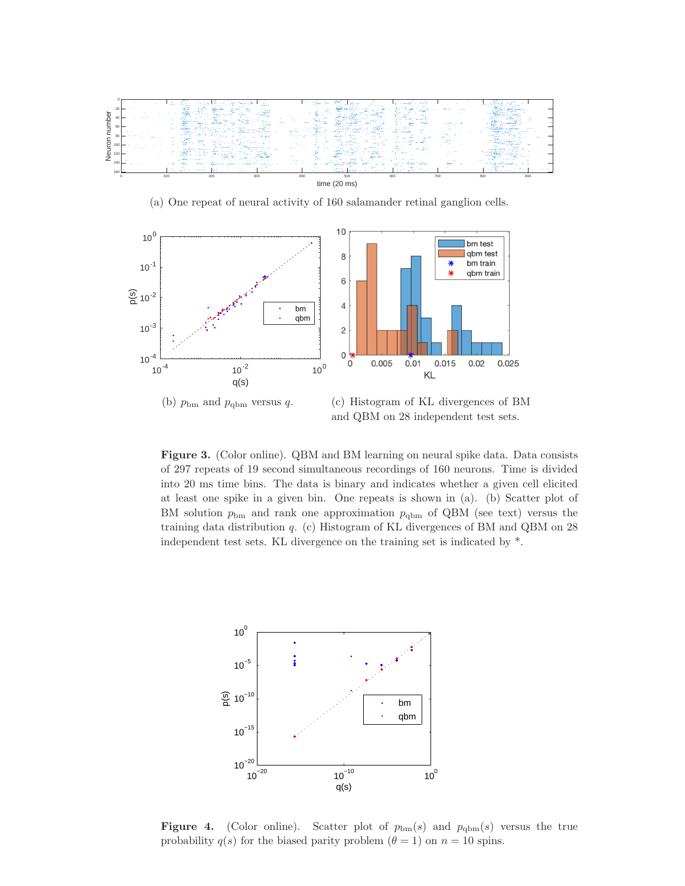(a) One repeat of neural activity of 160 salamander retinal ganglion cells.

(b) $p_{\rm bm}$ and $p_{\rm qbm}$ versus $q$.

(c) Histogram of KL divergences of BM and QBM on 28 independent test sets.

**Figure 3.** (Color online). QBM and BM learning on neural spike data. Data consists of 297 repeats of 19 second simultaneous recordings of 160 neurons. Time is divided into 20 ms time bins. The data is binary and indicates whether a given cell elicited at least one spike in a given bin. One repeats is shown in (a). (b) Scatter plot of BM solution $p_{\rm bm}$ and rank one approximation $p_{\rm qbm}$ of QBM (see text) versus the training data distribution $q$. (c) Histogram of KL divergences of BM and QBM on 28 independent test sets. KL divergence on the training set is indicated by *.

**Figure 4.** (Color online). Scatter plot of $p_{\rm bm}(s)$ and $p_{\rm qbm}(s)$ versus the true probability $q(s)$ for the biased parity problem ($\theta = 1$) on $n = 10$ spins.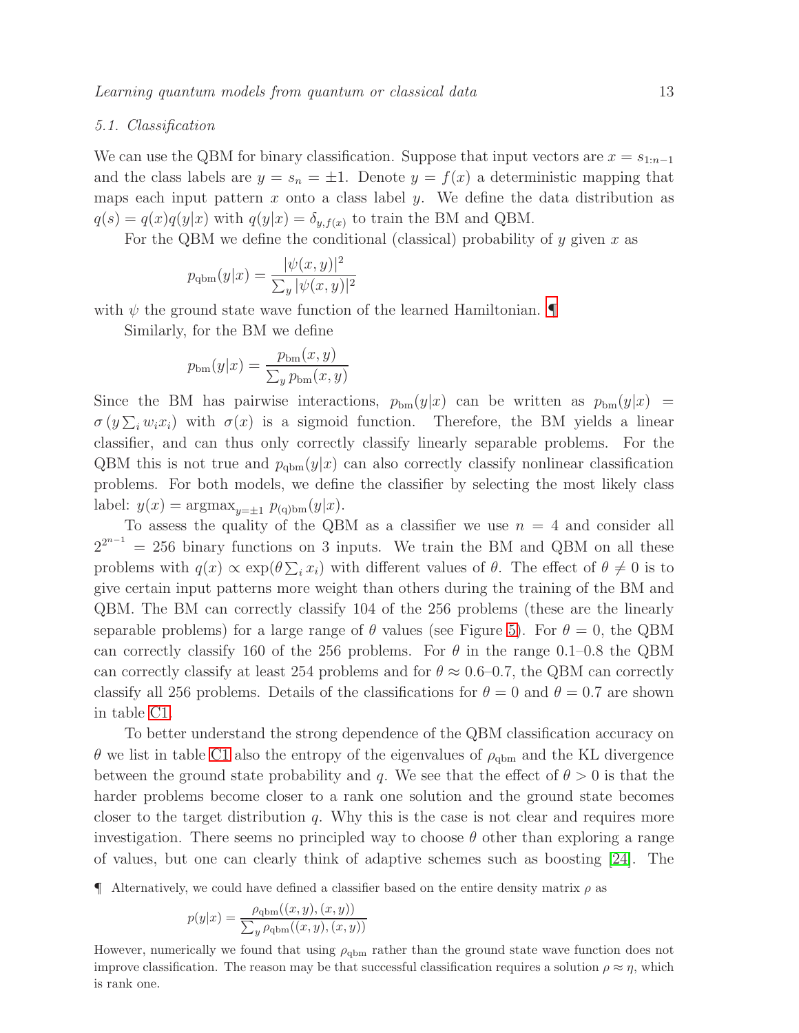### 5.1. Classification

We can use the QBM for binary classification. Suppose that input vectors are $x = s_{1:n-1}$ and the class labels are $y = s_n = \pm 1$. Denote $y = f(x)$ a deterministic mapping that maps each input pattern $x$ onto a class label $y$. We define the data distribution as $q(s) = q(x)q(y|x)$ with $q(y|x) = \delta_{y,f(x)}$ to train the BM and QBM.

For the QBM we define the conditional (classical) probability of $y$ given $x$ as

$$p_{\text{qbm}}(y|x) = \frac{|\psi(x,y)|^2}{\sum_y |\psi(x,y)|^2}$$

with $\psi$ the ground state wave function of the learned Hamiltonian. ¶

Similarly, for the BM we define

$$p_{\text{bm}}(y|x) = \frac{p_{\text{bm}}(x,y)}{\sum_y p_{\text{bm}}(x,y)}$$

Since the BM has pairwise interactions, $p_{\text{bm}}(y|x)$ can be written as $p_{\text{bm}}(y|x) = \sigma\left(y \sum_i w_i x_i\right)$ with $\sigma(x)$ is a sigmoid function. Therefore, the BM yields a linear classifier, and can thus only correctly classify linearly separable problems. For the QBM this is not true and $p_{\text{qbm}}(y|x)$ can also correctly classify nonlinear classification problems. For both models, we define the classifier by selecting the most likely class label: $y(x) = \text{argmax}_{y=\pm 1}\, p_{\text{(q)bm}}(y|x)$.

To assess the quality of the QBM as a classifier we use $n = 4$ and consider all $2^{2^{n-1}} = 256$ binary functions on 3 inputs. We train the BM and QBM on all these problems with $q(x) \propto \exp(\theta \sum_i x_i)$ with different values of $\theta$. The effect of $\theta \neq 0$ is to give certain input patterns more weight than others during the training of the BM and QBM. The BM can correctly classify 104 of the 256 problems (these are the linearly separable problems) for a large range of $\theta$ values (see Figure 5). For $\theta = 0$, the QBM can correctly classify 160 of the 256 problems. For $\theta$ in the range 0.1–0.8 the QBM can correctly classify at least 254 problems and for $\theta \approx 0.6$–$0.7$, the QBM can correctly classify all 256 problems. Details of the classifications for $\theta = 0$ and $\theta = 0.7$ are shown in table C1.

To better understand the strong dependence of the QBM classification accuracy on $\theta$ we list in table C1 also the entropy of the eigenvalues of $\rho_{\text{qbm}}$ and the KL divergence between the ground state probability and $q$. We see that the effect of $\theta > 0$ is that the harder problems become closer to a rank one solution and the ground state becomes closer to the target distribution $q$. Why this is the case is not clear and requires more investigation. There seems no principled way to choose $\theta$ other than exploring a range of values, but one can clearly think of adaptive schemes such as boosting [24]. The

¶ Alternatively, we could have defined a classifier based on the entire density matrix $\rho$ as

$$p(y|x) = \frac{\rho_{\text{qbm}}((x,y),(x,y))}{\sum_y \rho_{\text{qbm}}((x,y),(x,y))}$$

However, numerically we found that using $\rho_{\text{qbm}}$ rather than the ground state wave function does not improve classification. The reason may be that successful classification requires a solution $\rho \approx \eta$, which is rank one.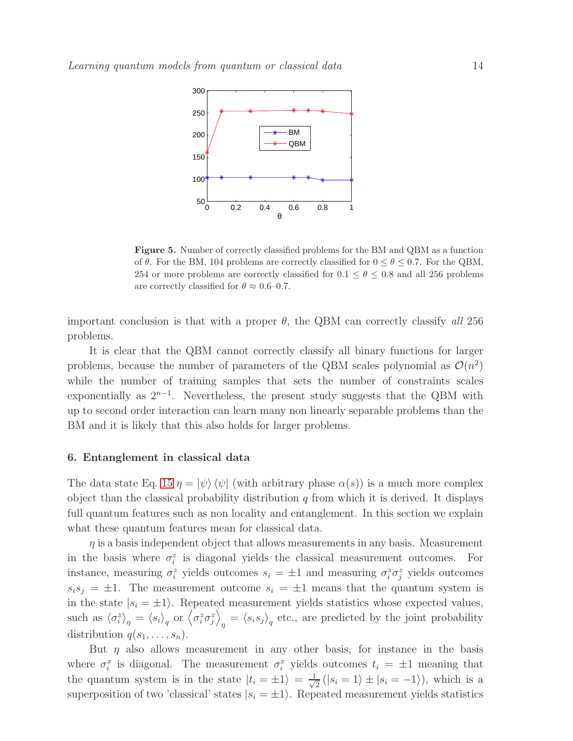**Figure 5.** Number of correctly classified problems for the BM and QBM as a function of $\theta$. For the BM, 104 problems are correctly classified for $0 \leq \theta \leq 0.7$. For the QBM, 254 or more problems are correctly classified for $0.1 \leq \theta \leq 0.8$ and all 256 problems are correctly classified for $\theta \approx 0.6$–$0.7$.

important conclusion is that with a proper $\theta$, the QBM can correctly classify *all* 256 problems.

It is clear that the QBM cannot correctly classify all binary functions for larger problems, because the number of parameters of the QBM scales polynomial as $\mathcal{O}(n^2)$ while the number of training samples that sets the number of constraints scales exponentially as $2^{n-1}$. Nevertheless, the present study suggests that the QBM with up to second order interaction can learn many non linearly separable problems than the BM and it is likely that this also holds for larger problems.

## 6. Entanglement in classical data

The data state Eq. 15 $\eta = |\psi\rangle\langle\psi|$ (with arbitrary phase $\alpha(s)$) is a much more complex object than the classical probability distribution $q$ from which it is derived. It displays full quantum features such as non locality and entanglement. In this section we explain what these quantum features mean for classical data.

$\eta$ is a basis independent object that allows measurements in any basis. Measurement in the basis where $\sigma_i^z$ is diagonal yields the classical measurement outcomes. For instance, measuring $\sigma_i^z$ yields outcomes $s_i = \pm 1$ and measuring $\sigma_i^z \sigma_j^z$ yields outcomes $s_i s_j = \pm 1$. The measurement outcome $s_i = \pm 1$ means that the quantum system is in the state $|s_i = \pm 1\rangle$. Repeated measurement yields statistics whose expected values, such as $\langle \sigma_i^z \rangle_\eta = \langle s_i \rangle_q$ or $\left\langle \sigma_i^z \sigma_j^z \right\rangle_\eta = \langle s_i s_j \rangle_q$ etc., are predicted by the joint probability distribution $q(s_1, \ldots, s_n)$.

But $\eta$ also allows measurement in any other basis, for instance in the basis where $\sigma_i^x$ is diagonal. The measurement $\sigma_i^x$ yields outcomes $t_i = \pm 1$ meaning that the quantum system is in the state $|t_i = \pm 1\rangle = \frac{1}{\sqrt{2}}\left(|s_i = 1\rangle \pm |s_i = -1\rangle\right)$, which is a superposition of two 'classical' states $|s_i = \pm 1\rangle$. Repeated measurement yields statistics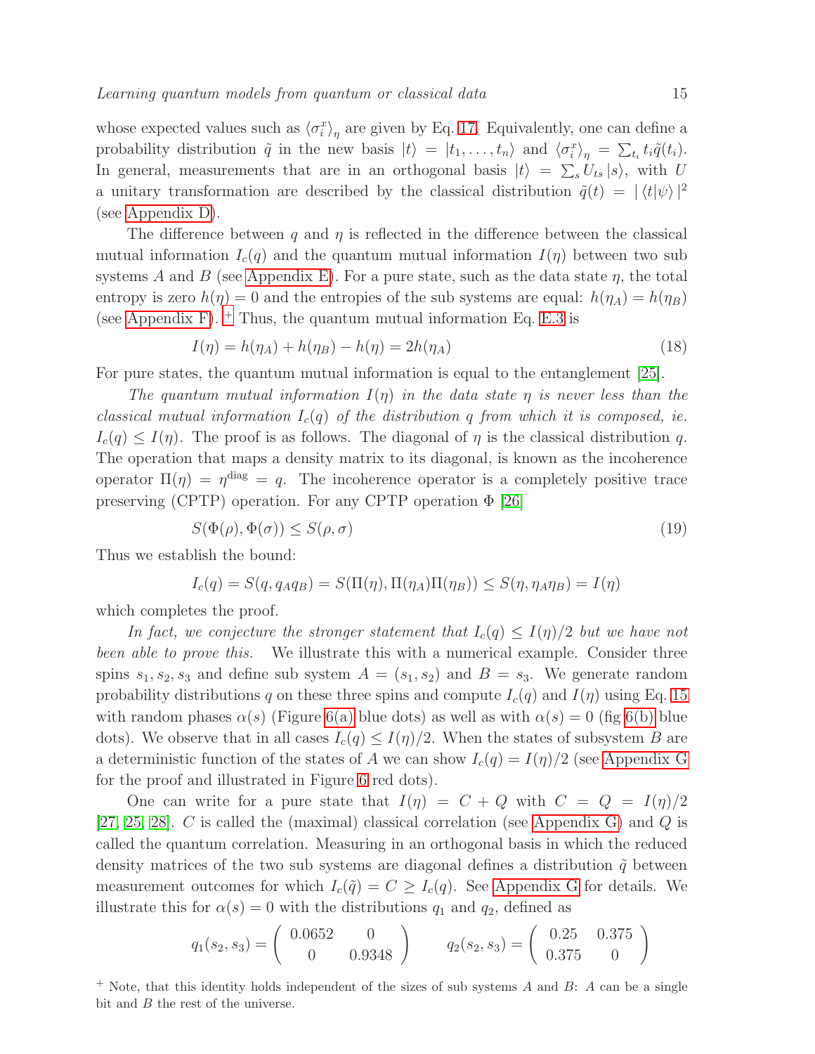whose expected values such as $\langle\sigma_i^x\rangle_\eta$ are given by Eq. 17. Equivalently, one can define a probability distribution $\tilde{q}$ in the new basis $|t\rangle = |t_1,\ldots,t_n\rangle$ and $\langle\sigma_i^x\rangle_\eta = \sum_{t_i} t_i \tilde{q}(t_i)$. In general, measurements that are in an orthogonal basis $|t\rangle = \sum_s U_{ts}|s\rangle$, with $U$ a unitary transformation are described by the classical distribution $\tilde{q}(t) = |\langle t|\psi\rangle|^2$ (see Appendix D).

The difference between $q$ and $\eta$ is reflected in the difference between the classical mutual information $I_c(q)$ and the quantum mutual information $I(\eta)$ between two sub systems $A$ and $B$ (see Appendix E). For a pure state, such as the data state $\eta$, the total entropy is zero $h(\eta) = 0$ and the entropies of the sub systems are equal: $h(\eta_A) = h(\eta_B)$ (see Appendix F). [+] Thus, the quantum mutual information Eq. E.3 is

$$I(\eta) = h(\eta_A) + h(\eta_B) - h(\eta) = 2h(\eta_A) \tag{18}$$

For pure states, the quantum mutual information is equal to the entanglement [25].

*The quantum mutual information $I(\eta)$ in the data state $\eta$ is never less than the classical mutual information $I_c(q)$ of the distribution $q$ from which it is composed, ie. $I_c(q) \le I(\eta)$.* The proof is as follows. The diagonal of $\eta$ is the classical distribution $q$. The operation that maps a density matrix to its diagonal, is known as the incoherence operator $\Pi(\eta) = \eta^{\text{diag}} = q$. The incoherence operator is a completely positive trace preserving (CPTP) operation. For any CPTP operation $\Phi$ [26]

$$S(\Phi(\rho), \Phi(\sigma)) \le S(\rho, \sigma) \tag{19}$$

Thus we establish the bound:

$$I_c(q) = S(q, q_A q_B) = S(\Pi(\eta), \Pi(\eta_A)\Pi(\eta_B)) \le S(\eta, \eta_A\eta_B) = I(\eta)$$

which completes the proof.

*In fact, we conjecture the stronger statement that $I_c(q) \le I(\eta)/2$ but we have not been able to prove this.* We illustrate this with a numerical example. Consider three spins $s_1, s_2, s_3$ and define sub system $A = (s_1, s_2)$ and $B = s_3$. We generate random probability distributions $q$ on these three spins and compute $I_c(q)$ and $I(\eta)$ using Eq. 15 with random phases $\alpha(s)$ (Figure 6(a) blue dots) as well as with $\alpha(s) = 0$ (fig 6(b) blue dots). We observe that in all cases $I_c(q) \le I(\eta)/2$. When the states of subsystem $B$ are a deterministic function of the states of $A$ we can show $I_c(q) = I(\eta)/2$ (see Appendix G for the proof and illustrated in Figure 6 red dots).

One can write for a pure state that $I(\eta) = C + Q$ with $C = Q = I(\eta)/2$ [27, 25, 28]. $C$ is called the (maximal) classical correlation (see Appendix G) and $Q$ is called the quantum correlation. Measuring in an orthogonal basis in which the reduced density matrices of the two sub systems are diagonal defines a distribution $\tilde{q}$ between measurement outcomes for which $I_c(\tilde{q}) = C \ge I_c(q)$. See Appendix G for details. We illustrate this for $\alpha(s) = 0$ with the distributions $q_1$ and $q_2$, defined as

$$q_1(s_2, s_3) = \begin{pmatrix} 0.0652 & 0 \\ 0 & 0.9348 \end{pmatrix} \qquad q_2(s_2, s_3) = \begin{pmatrix} 0.25 & 0.375 \\ 0.375 & 0 \end{pmatrix}$$

[+] Note, that this identity holds independent of the sizes of sub systems $A$ and $B$: $A$ can be a single bit and $B$ the rest of the universe.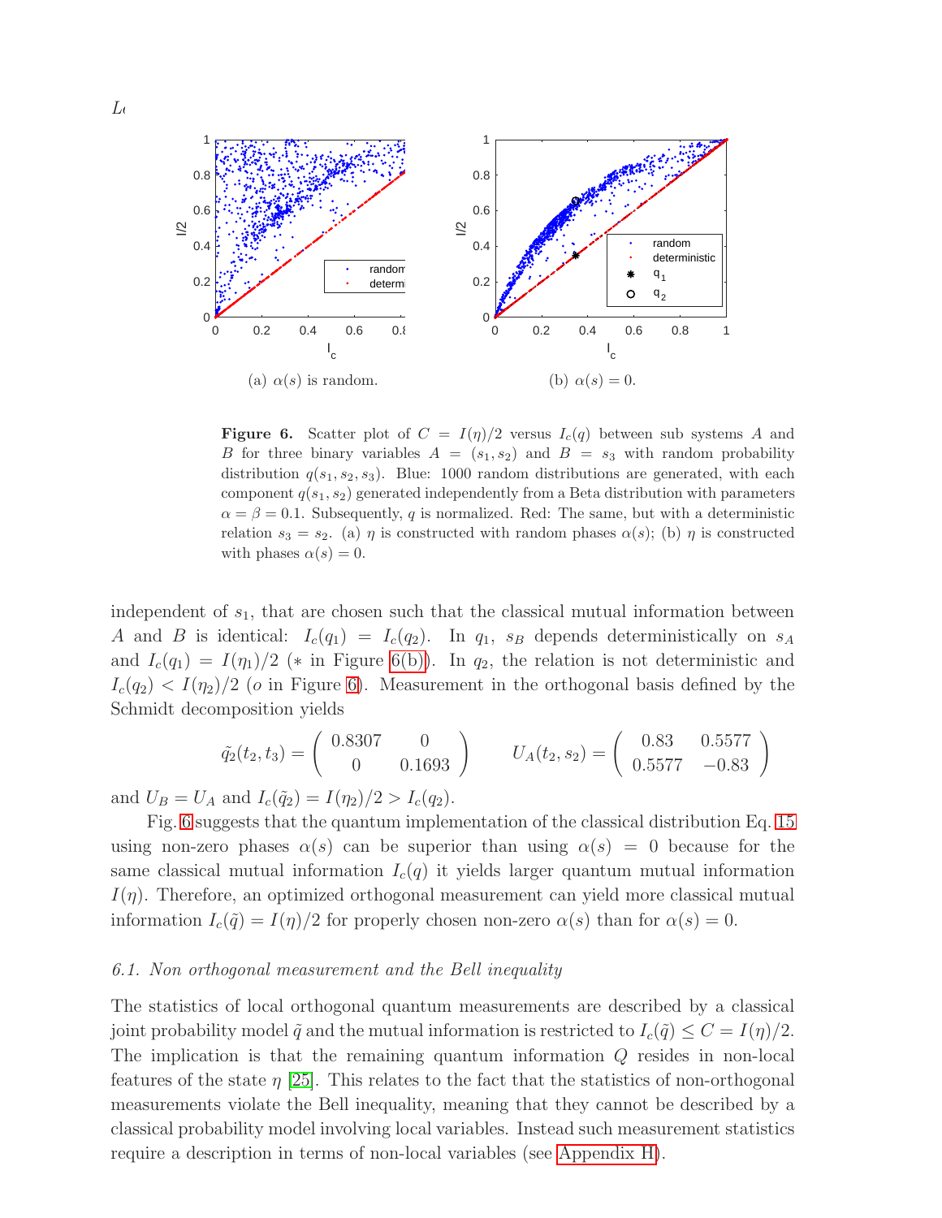(a) $\alpha(s)$ is random.

(b) $\alpha(s) = 0$.

**Figure 6.** Scatter plot of $C = I(\eta)/2$ versus $I_c(q)$ between sub systems $A$ and $B$ for three binary variables $A = (s_1, s_2)$ and $B = s_3$ with random probability distribution $q(s_1, s_2, s_3)$. Blue: 1000 random distributions are generated, with each component $q(s_1, s_2)$ generated independently from a Beta distribution with parameters $\alpha = \beta = 0.1$. Subsequently, $q$ is normalized. Red: The same, but with a deterministic relation $s_3 = s_2$. (a) $\eta$ is constructed with random phases $\alpha(s)$; (b) $\eta$ is constructed with phases $\alpha(s) = 0$.

independent of $s_1$, that are chosen such that the classical mutual information between $A$ and $B$ is identical: $I_c(q_1) = I_c(q_2)$. In $q_1$, $s_B$ depends deterministically on $s_A$ and $I_c(q_1) = I(\eta_1)/2$ ($*$ in Figure 6(b)). In $q_2$, the relation is not deterministic and $I_c(q_2) < I(\eta_2)/2$ ($o$ in Figure 6). Measurement in the orthogonal basis defined by the Schmidt decomposition yields

$$\tilde{q}_2(t_2, t_3) = \begin{pmatrix} 0.8307 & 0 \\ 0 & 0.1693 \end{pmatrix} \qquad U_A(t_2, s_2) = \begin{pmatrix} 0.83 & 0.5577 \\ 0.5577 & -0.83 \end{pmatrix}$$

and $U_B = U_A$ and $I_c(\tilde{q}_2) = I(\eta_2)/2 > I_c(q_2)$.

Fig. 6 suggests that the quantum implementation of the classical distribution Eq. 15 using non-zero phases $\alpha(s)$ can be superior than using $\alpha(s) = 0$ because for the same classical mutual information $I_c(q)$ it yields larger quantum mutual information $I(\eta)$. Therefore, an optimized orthogonal measurement can yield more classical mutual information $I_c(\tilde{q}) = I(\eta)/2$ for properly chosen non-zero $\alpha(s)$ than for $\alpha(s) = 0$.

### *6.1. Non orthogonal measurement and the Bell inequality*

The statistics of local orthogonal quantum measurements are described by a classical joint probability model $\tilde{q}$ and the mutual information is restricted to $I_c(\tilde{q}) \leq C = I(\eta)/2$. The implication is that the remaining quantum information $Q$ resides in non-local features of the state $\eta$ [25]. This relates to the fact that the statistics of non-orthogonal measurements violate the Bell inequality, meaning that they cannot be described by a classical probability model involving local variables. Instead such measurement statistics require a description in terms of non-local variables (see Appendix H).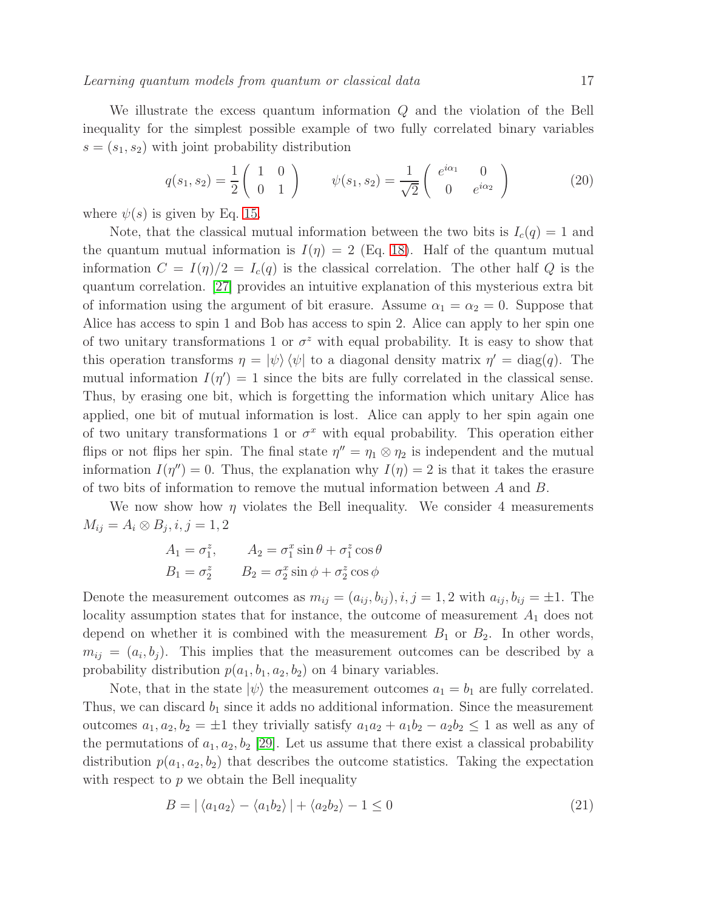We illustrate the excess quantum information $Q$ and the violation of the Bell inequality for the simplest possible example of two fully correlated binary variables $s = (s_1, s_2)$ with joint probability distribution

$$q(s_1, s_2) = \frac{1}{2}\begin{pmatrix} 1 & 0 \\ 0 & 1 \end{pmatrix} \qquad \psi(s_1, s_2) = \frac{1}{\sqrt{2}}\begin{pmatrix} e^{i\alpha_1} & 0 \\ 0 & e^{i\alpha_2} \end{pmatrix} \tag{20}$$

where $\psi(s)$ is given by Eq. 15.

Note, that the classical mutual information between the two bits is $I_c(q) = 1$ and the quantum mutual information is $I(\eta) = 2$ (Eq. 18). Half of the quantum mutual information $C = I(\eta)/2 = I_c(q)$ is the classical correlation. The other half $Q$ is the quantum correlation. [27] provides an intuitive explanation of this mysterious extra bit of information using the argument of bit erasure. Assume $\alpha_1 = \alpha_2 = 0$. Suppose that Alice has access to spin 1 and Bob has access to spin 2. Alice can apply to her spin one of two unitary transformations 1 or $\sigma^z$ with equal probability. It is easy to show that this operation transforms $\eta = |\psi\rangle\langle\psi|$ to a diagonal density matrix $\eta' = \mathrm{diag}(q)$. The mutual information $I(\eta') = 1$ since the bits are fully correlated in the classical sense. Thus, by erasing one bit, which is forgetting the information which unitary Alice has applied, one bit of mutual information is lost. Alice can apply to her spin again one of two unitary transformations 1 or $\sigma^x$ with equal probability. This operation either flips or not flips her spin. The final state $\eta'' = \eta_1 \otimes \eta_2$ is independent and the mutual information $I(\eta'') = 0$. Thus, the explanation why $I(\eta) = 2$ is that it takes the erasure of two bits of information to remove the mutual information between $A$ and $B$.

We now show how $\eta$ violates the Bell inequality. We consider 4 measurements $M_{ij} = A_i \otimes B_j, i, j = 1, 2$

$$A_1 = \sigma_1^z, \qquad A_2 = \sigma_1^x \sin\theta + \sigma_1^z \cos\theta$$
$$B_1 = \sigma_2^z \qquad B_2 = \sigma_2^x \sin\phi + \sigma_2^z \cos\phi$$

Denote the measurement outcomes as $m_{ij} = (a_{ij}, b_{ij}), i, j = 1, 2$ with $a_{ij}, b_{ij} = \pm 1$. The locality assumption states that for instance, the outcome of measurement $A_1$ does not depend on whether it is combined with the measurement $B_1$ or $B_2$. In other words, $m_{ij} = (a_i, b_j)$. This implies that the measurement outcomes can be described by a probability distribution $p(a_1, b_1, a_2, b_2)$ on 4 binary variables.

Note, that in the state $|\psi\rangle$ the measurement outcomes $a_1 = b_1$ are fully correlated. Thus, we can discard $b_1$ since it adds no additional information. Since the measurement outcomes $a_1, a_2, b_2 = \pm 1$ they trivially satisfy $a_1 a_2 + a_1 b_2 - a_2 b_2 \leq 1$ as well as any of the permutations of $a_1, a_2, b_2$ [29]. Let us assume that there exist a classical probability distribution $p(a_1, a_2, b_2)$ that describes the outcome statistics. Taking the expectation with respect to $p$ we obtain the Bell inequality

$$B = |\langle a_1 a_2 \rangle - \langle a_1 b_2 \rangle| + \langle a_2 b_2 \rangle - 1 \leq 0 \tag{21}$$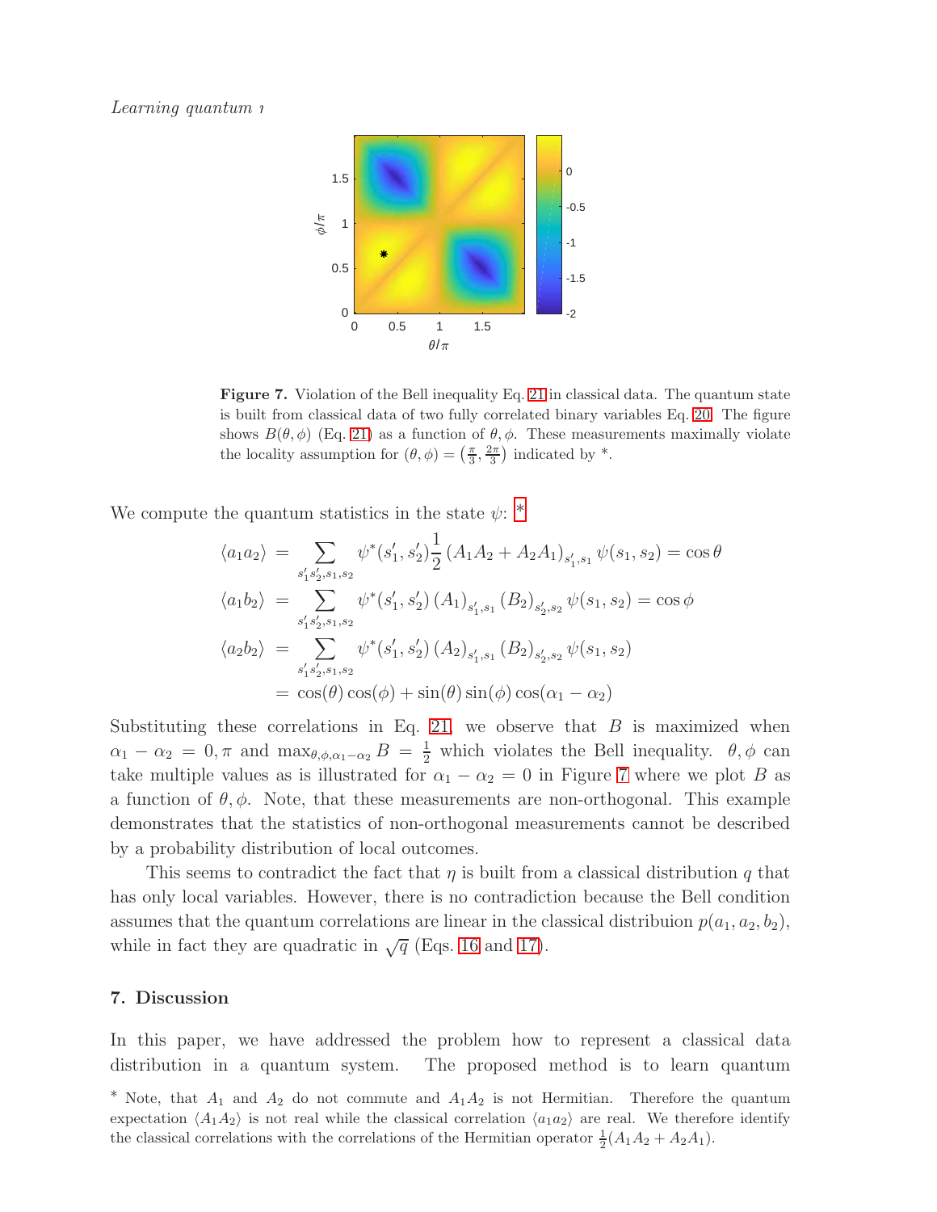**Figure 7.** Violation of the Bell inequality Eq. 21 in classical data. The quantum state is built from classical data of two fully correlated binary variables Eq. 20. The figure shows $B(\theta, \phi)$ (Eq. 21) as a function of $\theta, \phi$. These measurements maximally violate the locality assumption for $(\theta, \phi) = \left(\frac{\pi}{3}, \frac{2\pi}{3}\right)$ indicated by *.

We compute the quantum statistics in the state $\psi$: *

$$
\begin{aligned}
\langle a_1 a_2 \rangle &= \sum_{s_1' s_2', s_1, s_2} \psi^*(s_1', s_2') \frac{1}{2} \left(A_1 A_2 + A_2 A_1\right)_{s_1', s_1} \psi(s_1, s_2) = \cos\theta \\
\langle a_1 b_2 \rangle &= \sum_{s_1' s_2', s_1, s_2} \psi^*(s_1', s_2') \left(A_1\right)_{s_1', s_1} \left(B_2\right)_{s_2', s_2} \psi(s_1, s_2) = \cos\phi \\
\langle a_2 b_2 \rangle &= \sum_{s_1' s_2', s_1, s_2} \psi^*(s_1', s_2') \left(A_2\right)_{s_1', s_1} \left(B_2\right)_{s_2', s_2} \psi(s_1, s_2) \\
&= \cos(\theta)\cos(\phi) + \sin(\theta)\sin(\phi)\cos(\alpha_1 - \alpha_2)
\end{aligned}
$$

Substituting these correlations in Eq. 21 we observe that $B$ is maximized when $\alpha_1 - \alpha_2 = 0, \pi$ and $\max_{\theta,\phi,\alpha_1-\alpha_2} B = \frac{1}{2}$ which violates the Bell inequality. $\theta, \phi$ can take multiple values as is illustrated for $\alpha_1 - \alpha_2 = 0$ in Figure 7 where we plot $B$ as a function of $\theta, \phi$. Note, that these measurements are non-orthogonal. This example demonstrates that the statistics of non-orthogonal measurements cannot be described by a probability distribution of local outcomes.

This seems to contradict the fact that $\eta$ is built from a classical distribution $q$ that has only local variables. However, there is no contradiction because the Bell condition assumes that the quantum correlations are linear in the classical distribuion $p(a_1, a_2, b_2)$, while in fact they are quadratic in $\sqrt{q}$ (Eqs. 16 and 17).

## 7. Discussion

In this paper, we have addressed the problem how to represent a classical data distribution in a quantum system. The proposed method is to learn quantum

* Note, that $A_1$ and $A_2$ do not commute and $A_1 A_2$ is not Hermitian. Therefore the quantum expectation $\langle A_1 A_2 \rangle$ is not real while the classical correlation $\langle a_1 a_2 \rangle$ are real. We therefore identify the classical correlations with the correlations of the Hermitian operator $\frac{1}{2}(A_1 A_2 + A_2 A_1)$.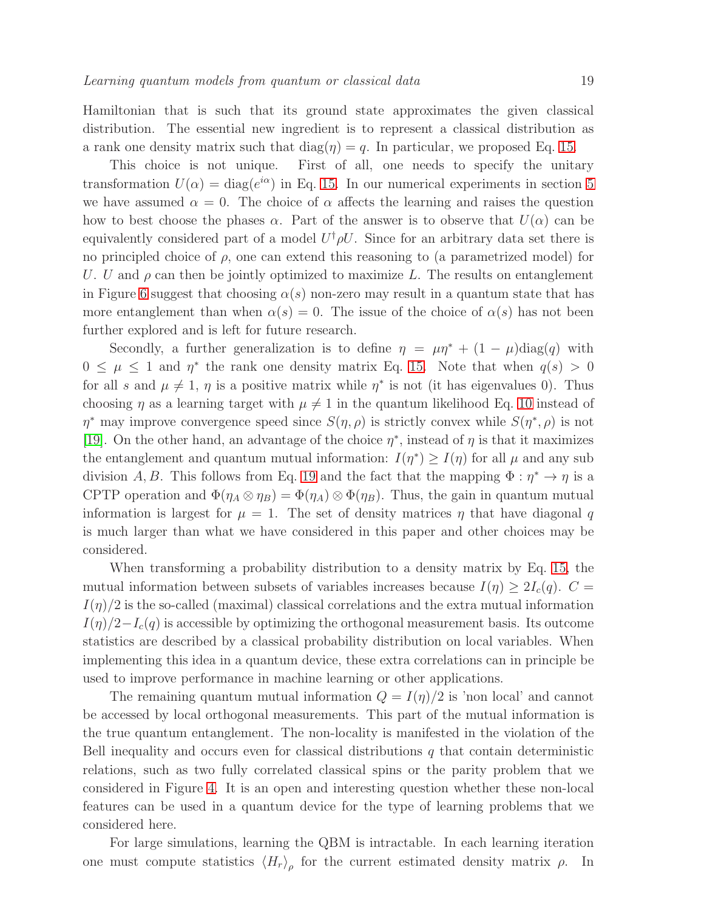Hamiltonian that is such that its ground state approximates the given classical distribution. The essential new ingredient is to represent a classical distribution as a rank one density matrix such that $\mathrm{diag}(\eta) = q$. In particular, we proposed Eq. 15.

This choice is not unique. First of all, one needs to specify the unitary transformation $U(\alpha) = \mathrm{diag}(e^{i\alpha})$ in Eq. 15. In our numerical experiments in section 5 we have assumed $\alpha = 0$. The choice of $\alpha$ affects the learning and raises the question how to best choose the phases $\alpha$. Part of the answer is to observe that $U(\alpha)$ can be equivalently considered part of a model $U^\dagger \rho U$. Since for an arbitrary data set there is no principled choice of $\rho$, one can extend this reasoning to (a parametrized model) for $U$. $U$ and $\rho$ can then be jointly optimized to maximize $L$. The results on entanglement in Figure 6 suggest that choosing $\alpha(s)$ non-zero may result in a quantum state that has more entanglement than when $\alpha(s) = 0$. The issue of the choice of $\alpha(s)$ has not been further explored and is left for future research.

Secondly, a further generalization is to define $\eta = \mu\eta^* + (1-\mu)\mathrm{diag}(q)$ with $0 \leq \mu \leq 1$ and $\eta^*$ the rank one density matrix Eq. 15. Note that when $q(s) > 0$ for all $s$ and $\mu \neq 1$, $\eta$ is a positive matrix while $\eta^*$ is not (it has eigenvalues 0). Thus choosing $\eta$ as a learning target with $\mu \neq 1$ in the quantum likelihood Eq. 10 instead of $\eta^*$ may improve convergence speed since $S(\eta, \rho)$ is strictly convex while $S(\eta^*, \rho)$ is not [19]. On the other hand, an advantage of the choice $\eta^*$, instead of $\eta$ is that it maximizes the entanglement and quantum mutual information: $I(\eta^*) \geq I(\eta)$ for all $\mu$ and any sub division $A, B$. This follows from Eq. 19 and the fact that the mapping $\Phi : \eta^* \to \eta$ is a CPTP operation and $\Phi(\eta_A \otimes \eta_B) = \Phi(\eta_A) \otimes \Phi(\eta_B)$. Thus, the gain in quantum mutual information is largest for $\mu = 1$. The set of density matrices $\eta$ that have diagonal $q$ is much larger than what we have considered in this paper and other choices may be considered.

When transforming a probability distribution to a density matrix by Eq. 15, the mutual information between subsets of variables increases because $I(\eta) \geq 2I_c(q)$. $C = I(\eta)/2$ is the so-called (maximal) classical correlations and the extra mutual information $I(\eta)/2 - I_c(q)$ is accessible by optimizing the orthogonal measurement basis. Its outcome statistics are described by a classical probability distribution on local variables. When implementing this idea in a quantum device, these extra correlations can in principle be used to improve performance in machine learning or other applications.

The remaining quantum mutual information $Q = I(\eta)/2$ is 'non local' and cannot be accessed by local orthogonal measurements. This part of the mutual information is the true quantum entanglement. The non-locality is manifested in the violation of the Bell inequality and occurs even for classical distributions $q$ that contain deterministic relations, such as two fully correlated classical spins or the parity problem that we considered in Figure 4. It is an open and interesting question whether these non-local features can be used in a quantum device for the type of learning problems that we considered here.

For large simulations, learning the QBM is intractable. In each learning iteration one must compute statistics $\langle H_r \rangle_\rho$ for the current estimated density matrix $\rho$. In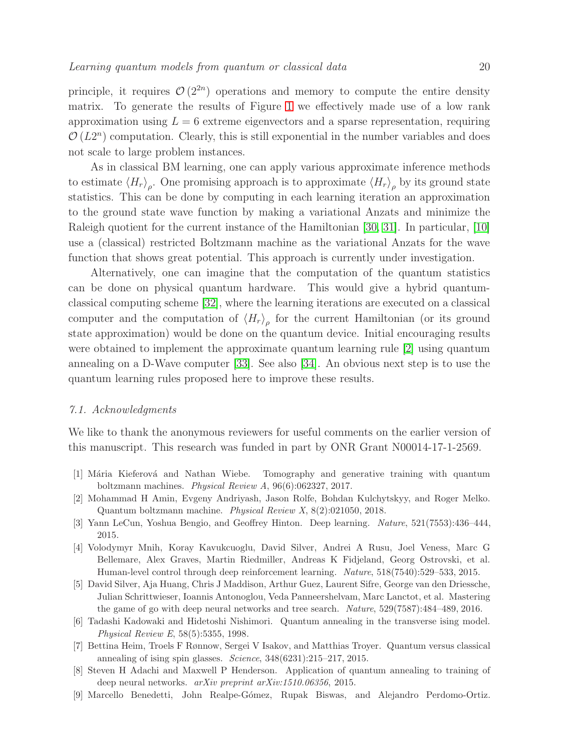principle, it requires $\mathcal{O}(2^{2n})$ operations and memory to compute the entire density matrix. To generate the results of Figure 1 we effectively made use of a low rank approximation using $L = 6$ extreme eigenvectors and a sparse representation, requiring $\mathcal{O}(L2^n)$ computation. Clearly, this is still exponential in the number variables and does not scale to large problem instances.

As in classical BM learning, one can apply various approximate inference methods to estimate $\langle H_r \rangle_\rho$. One promising approach is to approximate $\langle H_r \rangle_\rho$ by its ground state statistics. This can be done by computing in each learning iteration an approximation to the ground state wave function by making a variational Anzats and minimize the Raleigh quotient for the current instance of the Hamiltonian [30, 31]. In particular, [10] use a (classical) restricted Boltzmann machine as the variational Anzats for the wave function that shows great potential. This approach is currently under investigation.

Alternatively, one can imagine that the computation of the quantum statistics can be done on physical quantum hardware. This would give a hybrid quantum-classical computing scheme [32], where the learning iterations are executed on a classical computer and the computation of $\langle H_r \rangle_\rho$ for the current Hamiltonian (or its ground state approximation) would be done on the quantum device. Initial encouraging results were obtained to implement the approximate quantum learning rule [2] using quantum annealing on a D-Wave computer [33]. See also [34]. An obvious next step is to use the quantum learning rules proposed here to improve these results.

### *7.1. Acknowledgments*

We like to thank the anonymous reviewers for useful comments on the earlier version of this manuscript. This research was funded in part by ONR Grant N00014-17-1-2569.

- [1] Mária Kieferová and Nathan Wiebe. Tomography and generative training with quantum boltzmann machines. *Physical Review A*, 96(6):062327, 2017.
- [2] Mohammad H Amin, Evgeny Andriyash, Jason Rolfe, Bohdan Kulchytskyy, and Roger Melko. Quantum boltzmann machine. *Physical Review X*, 8(2):021050, 2018.
- [3] Yann LeCun, Yoshua Bengio, and Geoffrey Hinton. Deep learning. *Nature*, 521(7553):436–444, 2015.
- [4] Volodymyr Mnih, Koray Kavukcuoglu, David Silver, Andrei A Rusu, Joel Veness, Marc G Bellemare, Alex Graves, Martin Riedmiller, Andreas K Fidjeland, Georg Ostrovski, et al. Human-level control through deep reinforcement learning. *Nature*, 518(7540):529–533, 2015.
- [5] David Silver, Aja Huang, Chris J Maddison, Arthur Guez, Laurent Sifre, George van den Driessche, Julian Schrittwieser, Ioannis Antonoglou, Veda Panneershelvam, Marc Lanctot, et al. Mastering the game of go with deep neural networks and tree search. *Nature*, 529(7587):484–489, 2016.
- [6] Tadashi Kadowaki and Hidetoshi Nishimori. Quantum annealing in the transverse ising model. *Physical Review E*, 58(5):5355, 1998.
- [7] Bettina Heim, Troels F Rønnow, Sergei V Isakov, and Matthias Troyer. Quantum versus classical annealing of ising spin glasses. *Science*, 348(6231):215–217, 2015.
- [8] Steven H Adachi and Maxwell P Henderson. Application of quantum annealing to training of deep neural networks. *arXiv preprint arXiv:1510.06356*, 2015.
- [9] Marcello Benedetti, John Realpe-Gómez, Rupak Biswas, and Alejandro Perdomo-Ortiz.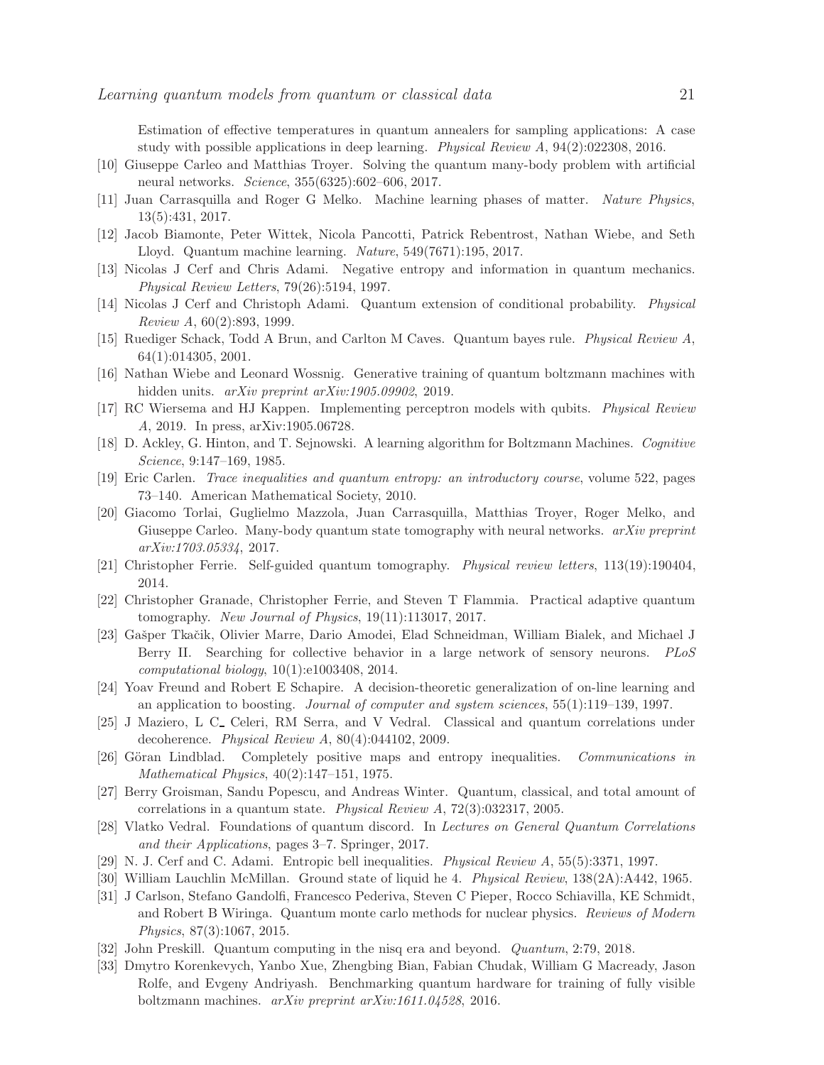Estimation of effective temperatures in quantum annealers for sampling applications: A case study with possible applications in deep learning. *Physical Review A*, 94(2):022308, 2016.

[10] Giuseppe Carleo and Matthias Troyer. Solving the quantum many-body problem with artificial neural networks. *Science*, 355(6325):602–606, 2017.

[11] Juan Carrasquilla and Roger G Melko. Machine learning phases of matter. *Nature Physics*, 13(5):431, 2017.

[12] Jacob Biamonte, Peter Wittek, Nicola Pancotti, Patrick Rebentrost, Nathan Wiebe, and Seth Lloyd. Quantum machine learning. *Nature*, 549(7671):195, 2017.

[13] Nicolas J Cerf and Chris Adami. Negative entropy and information in quantum mechanics. *Physical Review Letters*, 79(26):5194, 1997.

[14] Nicolas J Cerf and Christoph Adami. Quantum extension of conditional probability. *Physical Review A*, 60(2):893, 1999.

[15] Ruediger Schack, Todd A Brun, and Carlton M Caves. Quantum bayes rule. *Physical Review A*, 64(1):014305, 2001.

[16] Nathan Wiebe and Leonard Wossnig. Generative training of quantum boltzmann machines with hidden units. *arXiv preprint arXiv:1905.09902*, 2019.

[17] RC Wiersema and HJ Kappen. Implementing perceptron models with qubits. *Physical Review A*, 2019. In press, arXiv:1905.06728.

[18] D. Ackley, G. Hinton, and T. Sejnowski. A learning algorithm for Boltzmann Machines. *Cognitive Science*, 9:147–169, 1985.

[19] Eric Carlen. *Trace inequalities and quantum entropy: an introductory course*, volume 522, pages 73–140. American Mathematical Society, 2010.

[20] Giacomo Torlai, Guglielmo Mazzola, Juan Carrasquilla, Matthias Troyer, Roger Melko, and Giuseppe Carleo. Many-body quantum state tomography with neural networks. *arXiv preprint arXiv:1703.05334*, 2017.

[21] Christopher Ferrie. Self-guided quantum tomography. *Physical review letters*, 113(19):190404, 2014.

[22] Christopher Granade, Christopher Ferrie, and Steven T Flammia. Practical adaptive quantum tomography. *New Journal of Physics*, 19(11):113017, 2017.

[23] Gašper Tkačik, Olivier Marre, Dario Amodei, Elad Schneidman, William Bialek, and Michael J Berry II. Searching for collective behavior in a large network of sensory neurons. *PLoS computational biology*, 10(1):e1003408, 2014.

[24] Yoav Freund and Robert E Schapire. A decision-theoretic generalization of on-line learning and an application to boosting. *Journal of computer and system sciences*, 55(1):119–139, 1997.

[25] J Maziero, L C_ Celeri, RM Serra, and V Vedral. Classical and quantum correlations under decoherence. *Physical Review A*, 80(4):044102, 2009.

[26] Göran Lindblad. Completely positive maps and entropy inequalities. *Communications in Mathematical Physics*, 40(2):147–151, 1975.

[27] Berry Groisman, Sandu Popescu, and Andreas Winter. Quantum, classical, and total amount of correlations in a quantum state. *Physical Review A*, 72(3):032317, 2005.

[28] Vlatko Vedral. Foundations of quantum discord. In *Lectures on General Quantum Correlations and their Applications*, pages 3–7. Springer, 2017.

[29] N. J. Cerf and C. Adami. Entropic bell inequalities. *Physical Review A*, 55(5):3371, 1997.

[30] William Lauchlin McMillan. Ground state of liquid he 4. *Physical Review*, 138(2A):A442, 1965.

[31] J Carlson, Stefano Gandolfi, Francesco Pederiva, Steven C Pieper, Rocco Schiavilla, KE Schmidt, and Robert B Wiringa. Quantum monte carlo methods for nuclear physics. *Reviews of Modern Physics*, 87(3):1067, 2015.

[32] John Preskill. Quantum computing in the nisq era and beyond. *Quantum*, 2:79, 2018.

[33] Dmytro Korenkevych, Yanbo Xue, Zhengbing Bian, Fabian Chudak, William G Macready, Jason Rolfe, and Evgeny Andriyash. Benchmarking quantum hardware for training of fully visible boltzmann machines. *arXiv preprint arXiv:1611.04528*, 2016.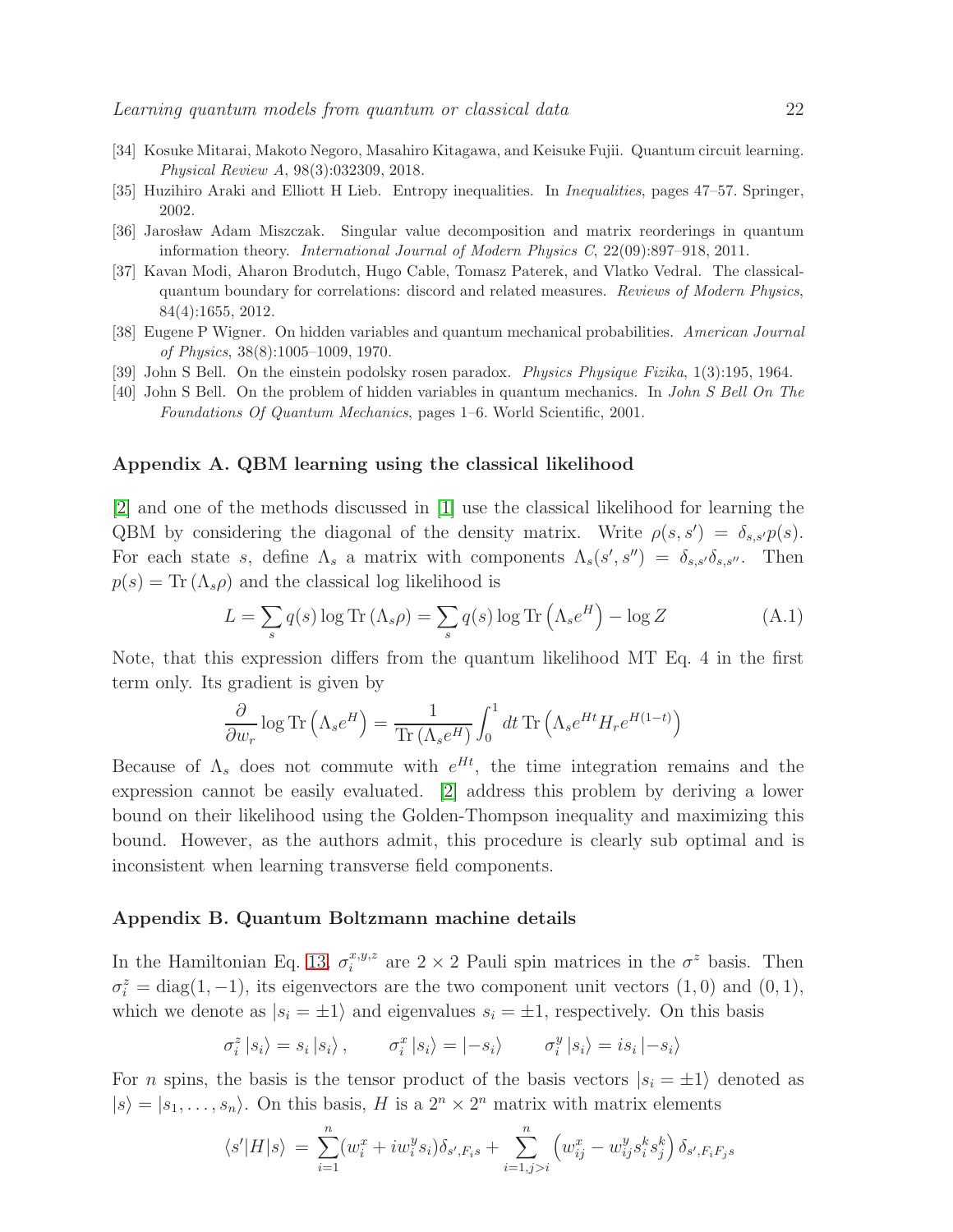[34] Kosuke Mitarai, Makoto Negoro, Masahiro Kitagawa, and Keisuke Fujii. Quantum circuit learning. *Physical Review A*, 98(3):032309, 2018.

[35] Huzihiro Araki and Elliott H Lieb. Entropy inequalities. In *Inequalities*, pages 47–57. Springer, 2002.

[36] Jarosław Adam Miszczak. Singular value decomposition and matrix reorderings in quantum information theory. *International Journal of Modern Physics C*, 22(09):897–918, 2011.

[37] Kavan Modi, Aharon Brodutch, Hugo Cable, Tomasz Paterek, and Vlatko Vedral. The classical-quantum boundary for correlations: discord and related measures. *Reviews of Modern Physics*, 84(4):1655, 2012.

[38] Eugene P Wigner. On hidden variables and quantum mechanical probabilities. *American Journal of Physics*, 38(8):1005–1009, 1970.

[39] John S Bell. On the einstein podolsky rosen paradox. *Physics Physique Fizika*, 1(3):195, 1964.

[40] John S Bell. On the problem of hidden variables in quantum mechanics. In *John S Bell On The Foundations Of Quantum Mechanics*, pages 1–6. World Scientific, 2001.

## Appendix A. QBM learning using the classical likelihood

[2] and one of the methods discussed in [1] use the classical likelihood for learning the QBM by considering the diagonal of the density matrix. Write $\rho(s, s') = \delta_{s,s'} p(s)$. For each state $s$, define $\Lambda_s$ a matrix with components $\Lambda_s(s', s'') = \delta_{s,s'}\delta_{s,s''}$. Then $p(s) = \mathrm{Tr}(\Lambda_s \rho)$ and the classical log likelihood is

$$L = \sum_s q(s) \log \mathrm{Tr}(\Lambda_s \rho) = \sum_s q(s) \log \mathrm{Tr}\left(\Lambda_s e^H\right) - \log Z \tag{A.1}$$

Note, that this expression differs from the quantum likelihood MT Eq. 4 in the first term only. Its gradient is given by

$$\frac{\partial}{\partial w_r} \log \mathrm{Tr}\left(\Lambda_s e^H\right) = \frac{1}{\mathrm{Tr}\left(\Lambda_s e^H\right)} \int_0^1 dt \, \mathrm{Tr}\left(\Lambda_s e^{Ht} H_r e^{H(1-t)}\right)$$

Because of $\Lambda_s$ does not commute with $e^{Ht}$, the time integration remains and the expression cannot be easily evaluated. [2] address this problem by deriving a lower bound on their likelihood using the Golden-Thompson inequality and maximizing this bound. However, as the authors admit, this procedure is clearly sub optimal and is inconsistent when learning transverse field components.

## Appendix B. Quantum Boltzmann machine details

In the Hamiltonian Eq. 13, $\sigma_i^{x,y,z}$ are $2 \times 2$ Pauli spin matrices in the $\sigma^z$ basis. Then $\sigma_i^z = \mathrm{diag}(1, -1)$, its eigenvectors are the two component unit vectors $(1, 0)$ and $(0, 1)$, which we denote as $|s_i = \pm 1\rangle$ and eigenvalues $s_i = \pm 1$, respectively. On this basis

$$\sigma_i^z |s_i\rangle = s_i |s_i\rangle, \qquad \sigma_i^x |s_i\rangle = |-s_i\rangle \qquad \sigma_i^y |s_i\rangle = i s_i |-s_i\rangle$$

For $n$ spins, the basis is the tensor product of the basis vectors $|s_i = \pm 1\rangle$ denoted as $|s\rangle = |s_1, \ldots, s_n\rangle$. On this basis, $H$ is a $2^n \times 2^n$ matrix with matrix elements

$$\langle s'|H|s\rangle = \sum_{i=1}^n (w_i^x + i w_i^y s_i)\delta_{s', F_i s} + \sum_{i=1, j>i}^n \left(w_{ij}^x - w_{ij}^y s_i^k s_j^k\right)\delta_{s', F_i F_j s}$$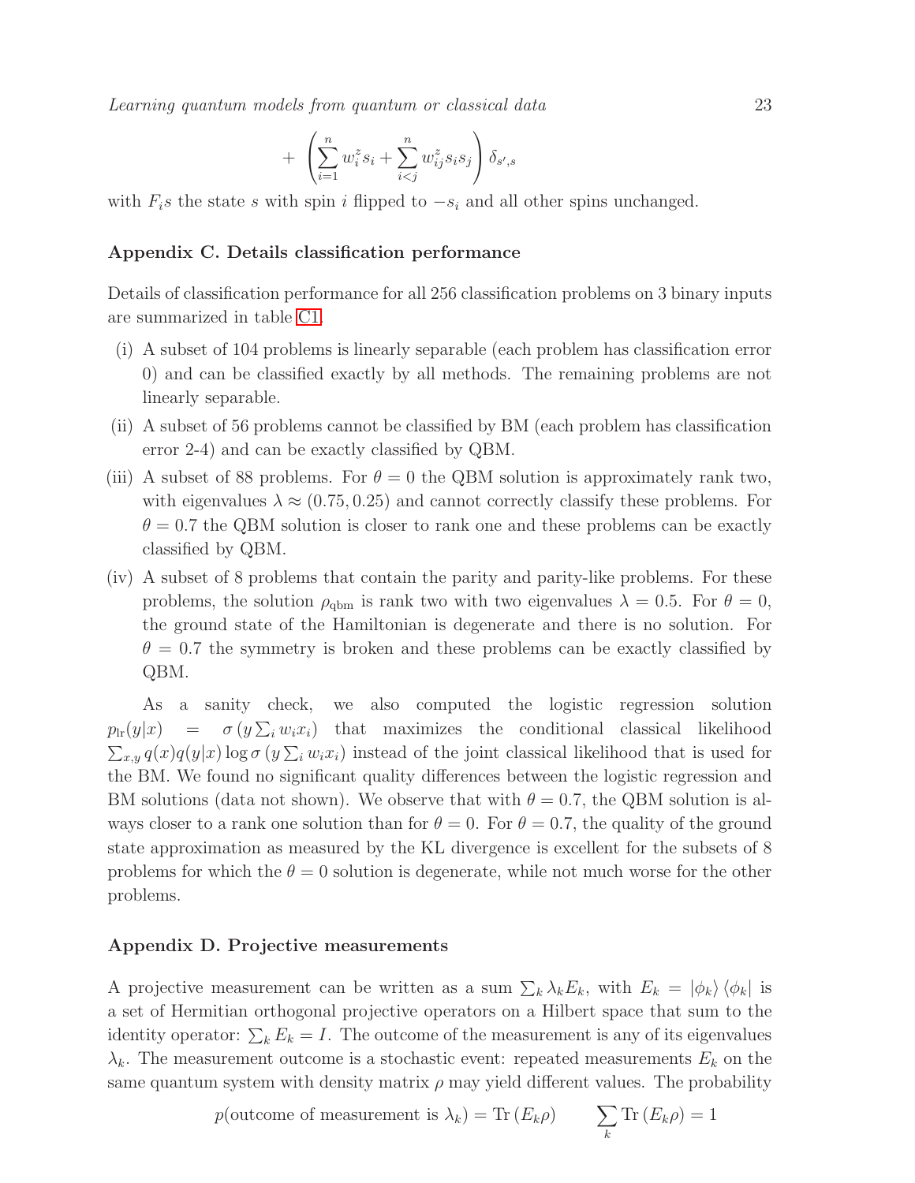$$+ \left( \sum_{i=1}^{n} w_i^z s_i + \sum_{i<j}^{n} w_{ij}^z s_i s_j \right) \delta_{s',s}$$

with $F_i s$ the state $s$ with spin $i$ flipped to $-s_i$ and all other spins unchanged.

### Appendix C. Details classification performance

Details of classification performance for all 256 classification problems on 3 binary inputs are summarized in table C1.

(i) A subset of 104 problems is linearly separable (each problem has classification error 0) and can be classified exactly by all methods. The remaining problems are not linearly separable.

(ii) A subset of 56 problems cannot be classified by BM (each problem has classification error 2-4) and can be exactly classified by QBM.

(iii) A subset of 88 problems. For $\theta = 0$ the QBM solution is approximately rank two, with eigenvalues $\lambda \approx (0.75, 0.25)$ and cannot correctly classify these problems. For $\theta = 0.7$ the QBM solution is closer to rank one and these problems can be exactly classified by QBM.

(iv) A subset of 8 problems that contain the parity and parity-like problems. For these problems, the solution $\rho_{\text{qbm}}$ is rank two with two eigenvalues $\lambda = 0.5$. For $\theta = 0$, the ground state of the Hamiltonian is degenerate and there is no solution. For $\theta = 0.7$ the symmetry is broken and these problems can be exactly classified by QBM.

As a sanity check, we also computed the logistic regression solution $p_{\text{lr}}(y|x) = \sigma\left(y \sum_i w_i x_i\right)$ that maximizes the conditional classical likelihood $\sum_{x,y} q(x)q(y|x) \log \sigma\left(y \sum_i w_i x_i\right)$ instead of the joint classical likelihood that is used for the BM. We found no significant quality differences between the logistic regression and BM solutions (data not shown). We observe that with $\theta = 0.7$, the QBM solution is always closer to a rank one solution than for $\theta = 0$. For $\theta = 0.7$, the quality of the ground state approximation as measured by the KL divergence is excellent for the subsets of 8 problems for which the $\theta = 0$ solution is degenerate, while not much worse for the other problems.

### Appendix D. Projective measurements

A projective measurement can be written as a sum $\sum_k \lambda_k E_k$, with $E_k = |\phi_k\rangle \langle\phi_k|$ is a set of Hermitian orthogonal projective operators on a Hilbert space that sum to the identity operator: $\sum_k E_k = I$. The outcome of the measurement is any of its eigenvalues $\lambda_k$. The measurement outcome is a stochastic event: repeated measurements $E_k$ on the same quantum system with density matrix $\rho$ may yield different values. The probability

$$p(\text{outcome of measurement is } \lambda_k) = \text{Tr}\left(E_k \rho\right) \qquad \sum_k \text{Tr}\left(E_k \rho\right) = 1$$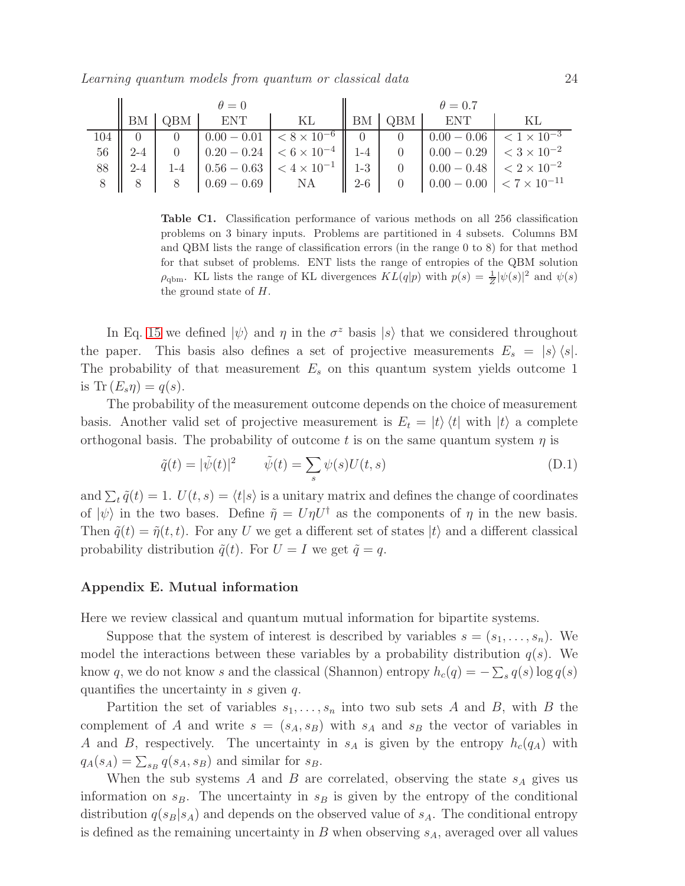| | θ = 0 | | | | θ = 0.7 | | | |
|---|---|---|---|---|---|---|---|---|
| | BM | QBM | ENT | KL | BM | QBM | ENT | KL |
| 104 | 0 | 0 | $0.00 - 0.01$ | $< 8 \times 10^{-6}$ | 0 | 0 | $0.00 - 0.06$ | $< 1 \times 10^{-3}$ |
| 56 | 2-4 | 0 | $0.20 - 0.24$ | $< 6 \times 10^{-4}$ | 1-4 | 0 | $0.00 - 0.29$ | $< 3 \times 10^{-2}$ |
| 88 | 2-4 | 1-4 | $0.56 - 0.63$ | $< 4 \times 10^{-1}$ | 1-3 | 0 | $0.00 - 0.48$ | $< 2 \times 10^{-2}$ |
| 8 | 8 | 8 | $0.69 - 0.69$ | NA | 2-6 | 0 | $0.00 - 0.00$ | $< 7 \times 10^{-11}$ |

**Table C1.** Classification performance of various methods on all 256 classification problems on 3 binary inputs. Problems are partitioned in 4 subsets. Columns BM and QBM lists the range of classification errors (in the range 0 to 8) for that method for that subset of problems. ENT lists the range of entropies of the QBM solution $\rho_{\text{qbm}}$. KL lists the range of KL divergences $KL(q|p)$ with $p(s) = \frac{1}{Z}|\psi(s)|^2$ and $\psi(s)$ the ground state of $H$.

In Eq. 15 we defined $|\psi\rangle$ and $\eta$ in the $\sigma^z$ basis $|s\rangle$ that we considered throughout the paper. This basis also defines a set of projective measurements $E_s = |s\rangle\langle s|$. The probability of that measurement $E_s$ on this quantum system yields outcome 1 is $\text{Tr}\,(E_s\eta) = q(s)$.

The probability of the measurement outcome depends on the choice of measurement basis. Another valid set of projective measurement is $E_t = |t\rangle\langle t|$ with $|t\rangle$ a complete orthogonal basis. The probability of outcome $t$ is on the same quantum system $\eta$ is

$$\tilde{q}(t) = |\tilde{\psi}(t)|^2 \qquad \tilde{\psi}(t) = \sum_s \psi(s)U(t,s) \tag{D.1}$$

and $\sum_t \tilde{q}(t) = 1$. $U(t,s) = \langle t|s\rangle$ is a unitary matrix and defines the change of coordinates of $|\psi\rangle$ in the two bases. Define $\tilde{\eta} = U\eta U^\dagger$ as the components of $\eta$ in the new basis. Then $\tilde{q}(t) = \tilde{\eta}(t,t)$. For any $U$ we get a different set of states $|t\rangle$ and a different classical probability distribution $\tilde{q}(t)$. For $U = I$ we get $\tilde{q} = q$.

## Appendix E. Mutual information

Here we review classical and quantum mutual information for bipartite systems.

Suppose that the system of interest is described by variables $s = (s_1, \ldots, s_n)$. We model the interactions between these variables by a probability distribution $q(s)$. We know $q$, we do not know $s$ and the classical (Shannon) entropy $h_c(q) = -\sum_s q(s)\log q(s)$ quantifies the uncertainty in $s$ given $q$.

Partition the set of variables $s_1, \ldots, s_n$ into two sub sets $A$ and $B$, with $B$ the complement of $A$ and write $s = (s_A, s_B)$ with $s_A$ and $s_B$ the vector of variables in $A$ and $B$, respectively. The uncertainty in $s_A$ is given by the entropy $h_c(q_A)$ with $q_A(s_A) = \sum_{s_B} q(s_A, s_B)$ and similar for $s_B$.

When the sub systems $A$ and $B$ are correlated, observing the state $s_A$ gives us information on $s_B$. The uncertainty in $s_B$ is given by the entropy of the conditional distribution $q(s_B|s_A)$ and depends on the observed value of $s_A$. The conditional entropy is defined as the remaining uncertainty in $B$ when observing $s_A$, averaged over all values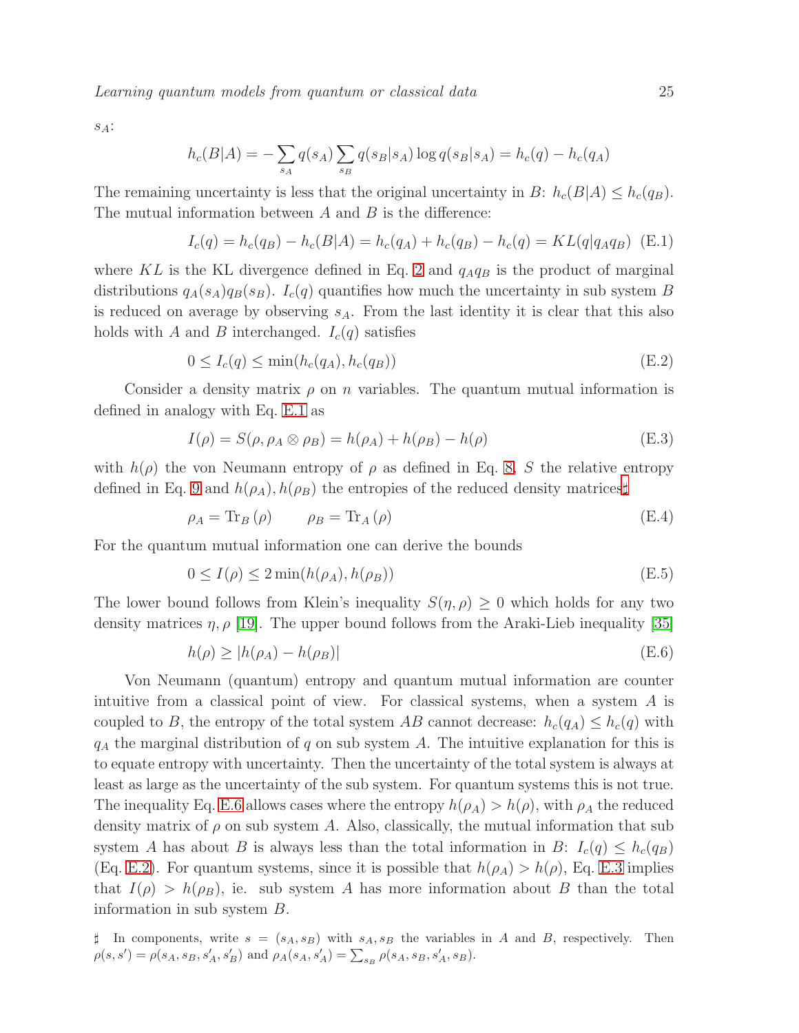$s_A$:

$$h_c(B|A) = -\sum_{s_A} q(s_A) \sum_{s_B} q(s_B|s_A) \log q(s_B|s_A) = h_c(q) - h_c(q_A)$$

The remaining uncertainty is less that the original uncertainty in $B$: $h_c(B|A) \leq h_c(q_B)$. The mutual information between $A$ and $B$ is the difference:

$$I_c(q) = h_c(q_B) - h_c(B|A) = h_c(q_A) + h_c(q_B) - h_c(q) = KL(q|q_A q_B) \quad \text{(E.1)}$$

where $KL$ is the KL divergence defined in Eq. 2 and $q_A q_B$ is the product of marginal distributions $q_A(s_A)q_B(s_B)$. $I_c(q)$ quantifies how much the uncertainty in sub system $B$ is reduced on average by observing $s_A$. From the last identity it is clear that this also holds with $A$ and $B$ interchanged. $I_c(q)$ satisfies

$$0 \leq I_c(q) \leq \min(h_c(q_A), h_c(q_B)) \quad \text{(E.2)}$$

Consider a density matrix $\rho$ on $n$ variables. The quantum mutual information is defined in analogy with Eq. E.1 as

$$I(\rho) = S(\rho, \rho_A \otimes \rho_B) = h(\rho_A) + h(\rho_B) - h(\rho) \quad \text{(E.3)}$$

with $h(\rho)$ the von Neumann entropy of $\rho$ as defined in Eq. 8, $S$ the relative entropy defined in Eq. 9 and $h(\rho_A), h(\rho_B)$ the entropies of the reduced density matrices♯

$$\rho_A = \mathrm{Tr}_B(\rho) \qquad \rho_B = \mathrm{Tr}_A(\rho) \quad \text{(E.4)}$$

For the quantum mutual information one can derive the bounds

$$0 \leq I(\rho) \leq 2\min(h(\rho_A), h(\rho_B)) \quad \text{(E.5)}$$

The lower bound follows from Klein's inequality $S(\eta, \rho) \geq 0$ which holds for any two density matrices $\eta, \rho$ [19]. The upper bound follows from the Araki-Lieb inequality [35]

$$h(\rho) \geq |h(\rho_A) - h(\rho_B)| \quad \text{(E.6)}$$

Von Neumann (quantum) entropy and quantum mutual information are counter intuitive from a classical point of view. For classical systems, when a system $A$ is coupled to $B$, the entropy of the total system $AB$ cannot decrease: $h_c(q_A) \leq h_c(q)$ with $q_A$ the marginal distribution of $q$ on sub system $A$. The intuitive explanation for this is to equate entropy with uncertainty. Then the uncertainty of the total system is always at least as large as the uncertainty of the sub system. For quantum systems this is not true. The inequality Eq. E.6 allows cases where the entropy $h(\rho_A) > h(\rho)$, with $\rho_A$ the reduced density matrix of $\rho$ on sub system $A$. Also, classically, the mutual information that sub system $A$ has about $B$ is always less than the total information in $B$: $I_c(q) \leq h_c(q_B)$ (Eq. E.2). For quantum systems, since it is possible that $h(\rho_A) > h(\rho)$, Eq. E.3 implies that $I(\rho) > h(\rho_B)$, ie. sub system $A$ has more information about $B$ than the total information in sub system $B$.

♯ In components, write $s = (s_A, s_B)$ with $s_A, s_B$ the variables in $A$ and $B$, respectively. Then $\rho(s, s') = \rho(s_A, s_B, s'_A, s'_B)$ and $\rho_A(s_A, s'_A) = \sum_{s_B} \rho(s_A, s_B, s'_A, s_B)$.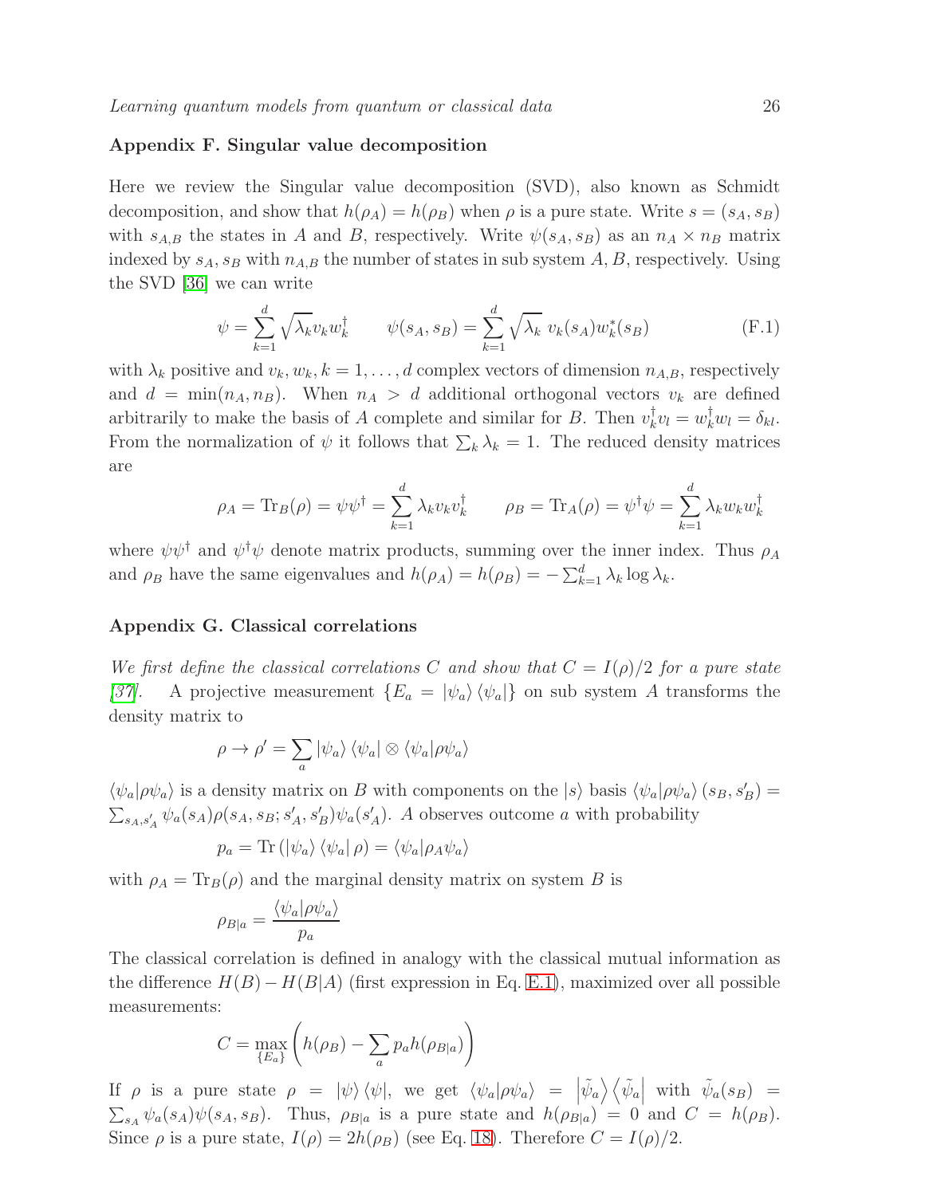### Appendix F. Singular value decomposition

Here we review the Singular value decomposition (SVD), also known as Schmidt decomposition, and show that $h(\rho_A) = h(\rho_B)$ when $\rho$ is a pure state. Write $s = (s_A, s_B)$ with $s_{A,B}$ the states in $A$ and $B$, respectively. Write $\psi(s_A, s_B)$ as an $n_A \times n_B$ matrix indexed by $s_A, s_B$ with $n_{A,B}$ the number of states in sub system $A, B$, respectively. Using the SVD [36] we can write

$$\psi = \sum_{k=1}^{d} \sqrt{\lambda_k} v_k w_k^\dagger \qquad \psi(s_A, s_B) = \sum_{k=1}^{d} \sqrt{\lambda_k}\; v_k(s_A) w_k^*(s_B) \tag{F.1}$$

with $\lambda_k$ positive and $v_k, w_k, k = 1, \ldots, d$ complex vectors of dimension $n_{A,B}$, respectively and $d = \min(n_A, n_B)$. When $n_A > d$ additional orthogonal vectors $v_k$ are defined arbitrarily to make the basis of $A$ complete and similar for $B$. Then $v_k^\dagger v_l = w_k^\dagger w_l = \delta_{kl}$. From the normalization of $\psi$ it follows that $\sum_k \lambda_k = 1$. The reduced density matrices are

$$\rho_A = \mathrm{Tr}_B(\rho) = \psi\psi^\dagger = \sum_{k=1}^{d} \lambda_k v_k v_k^\dagger \qquad \rho_B = \mathrm{Tr}_A(\rho) = \psi^\dagger\psi = \sum_{k=1}^{d} \lambda_k w_k w_k^\dagger$$

where $\psi\psi^\dagger$ and $\psi^\dagger\psi$ denote matrix products, summing over the inner index. Thus $\rho_A$ and $\rho_B$ have the same eigenvalues and $h(\rho_A) = h(\rho_B) = -\sum_{k=1}^{d} \lambda_k \log \lambda_k$.

### Appendix G. Classical correlations

*We first define the classical correlations $C$ and show that $C = I(\rho)/2$ for a pure state [37].* A projective measurement $\{E_a = |\psi_a\rangle \langle\psi_a|\}$ on sub system $A$ transforms the density matrix to

$$\rho \to \rho' = \sum_a |\psi_a\rangle \langle\psi_a| \otimes \langle\psi_a|\rho\psi_a\rangle$$

$\langle\psi_a|\rho\psi_a\rangle$ is a density matrix on $B$ with components on the $|s\rangle$ basis $\langle\psi_a|\rho\psi_a\rangle(s_B, s_B') = \sum_{s_A, s_A'} \psi_a(s_A)\rho(s_A, s_B; s_A', s_B')\psi_a(s_A')$. $A$ observes outcome $a$ with probability

$$p_a = \mathrm{Tr}\left(|\psi_a\rangle \langle\psi_a|\, \rho\right) = \langle\psi_a|\rho_A\psi_a\rangle$$

with $\rho_A = \mathrm{Tr}_B(\rho)$ and the marginal density matrix on system $B$ is

$$\rho_{B|a} = \frac{\langle\psi_a|\rho\psi_a\rangle}{p_a}$$

The classical correlation is defined in analogy with the classical mutual information as the difference $H(B) - H(B|A)$ (first expression in Eq. E.1), maximized over all possible measurements:

$$C = \max_{\{E_a\}} \left( h(\rho_B) - \sum_a p_a h(\rho_{B|a}) \right)$$

If $\rho$ is a pure state $\rho = |\psi\rangle\langle\psi|$, we get $\langle\psi_a|\rho\psi_a\rangle = \left|\tilde{\psi}_a\right\rangle\left\langle\tilde{\psi}_a\right|$ with $\tilde{\psi}_a(s_B) = \sum_{s_A} \psi_a(s_A)\psi(s_A, s_B)$. Thus, $\rho_{B|a}$ is a pure state and $h(\rho_{B|a}) = 0$ and $C = h(\rho_B)$. Since $\rho$ is a pure state, $I(\rho) = 2h(\rho_B)$ (see Eq. 18). Therefore $C = I(\rho)/2$.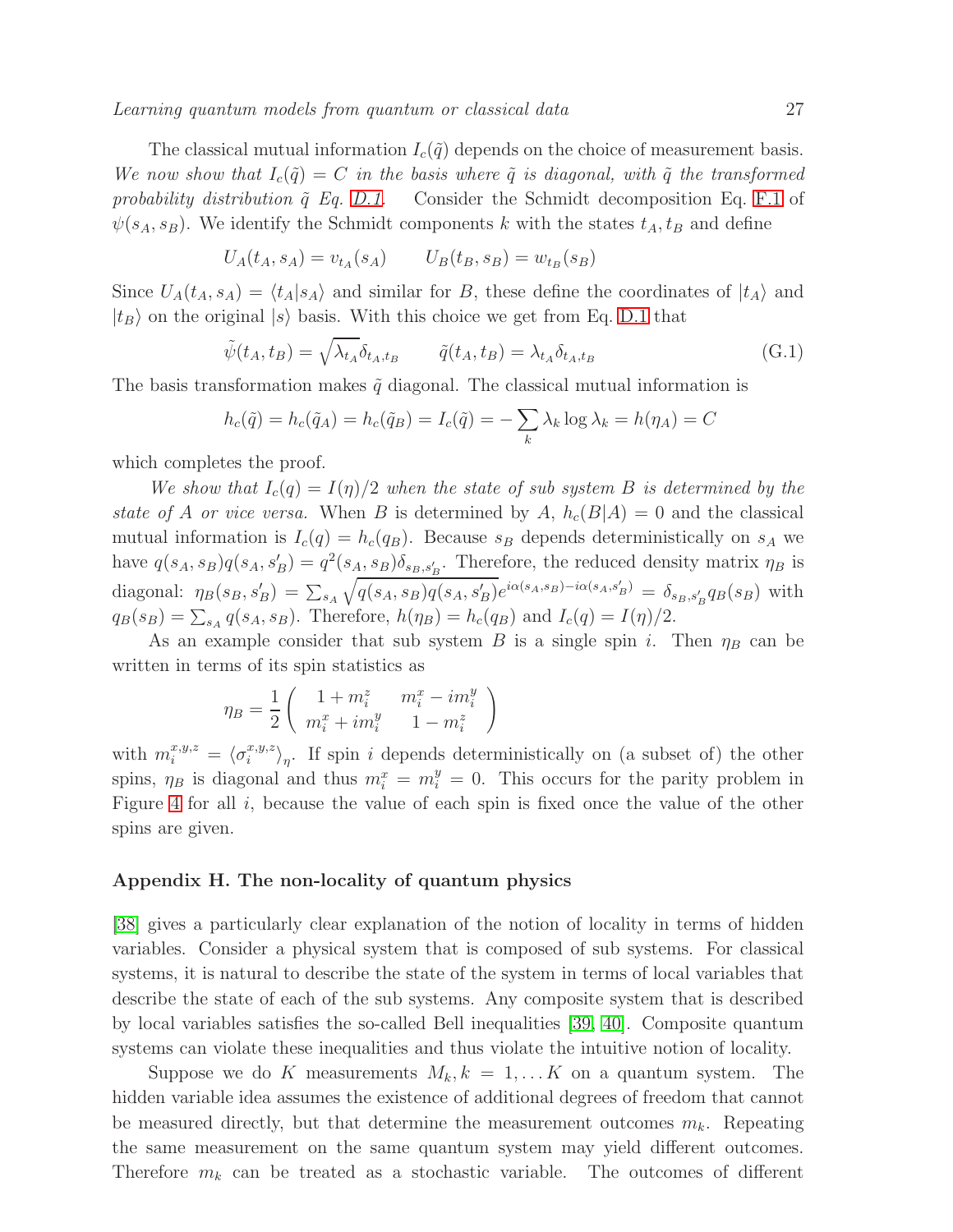The classical mutual information $I_c(\tilde{q})$ depends on the choice of measurement basis. *We now show that $I_c(\tilde{q}) = C$ in the basis where $\tilde{q}$ is diagonal, with $\tilde{q}$ the transformed probability distribution $\tilde{q}$ Eq. D.1.* Consider the Schmidt decomposition Eq. F.1 of $\psi(s_A, s_B)$. We identify the Schmidt components $k$ with the states $t_A, t_B$ and define

$$U_A(t_A, s_A) = v_{t_A}(s_A) \qquad U_B(t_B, s_B) = w_{t_B}(s_B)$$

Since $U_A(t_A, s_A) = \langle t_A | s_A \rangle$ and similar for $B$, these define the coordinates of $|t_A\rangle$ and $|t_B\rangle$ on the original $|s\rangle$ basis. With this choice we get from Eq. D.1 that

$$\tilde{\psi}(t_A, t_B) = \sqrt{\lambda_{t_A}} \delta_{t_A, t_B} \qquad \tilde{q}(t_A, t_B) = \lambda_{t_A} \delta_{t_A, t_B} \tag{G.1}$$

The basis transformation makes $\tilde{q}$ diagonal. The classical mutual information is

$$h_c(\tilde{q}) = h_c(\tilde{q}_A) = h_c(\tilde{q}_B) = I_c(\tilde{q}) = -\sum_k \lambda_k \log \lambda_k = h(\eta_A) = C$$

which completes the proof.

*We show that $I_c(q) = I(\eta)/2$ when the state of sub system $B$ is determined by the state of $A$ or vice versa.* When $B$ is determined by $A$, $h_c(B|A) = 0$ and the classical mutual information is $I_c(q) = h_c(q_B)$. Because $s_B$ depends deterministically on $s_A$ we have $q(s_A, s_B) q(s_A, s'_B) = q^2(s_A, s_B) \delta_{s_B, s'_B}$. Therefore, the reduced density matrix $\eta_B$ is diagonal: $\eta_B(s_B, s'_B) = \sum_{s_A} \sqrt{q(s_A, s_B) q(s_A, s'_B)} e^{i\alpha(s_A, s_B) - i\alpha(s_A, s'_B)} = \delta_{s_B, s'_B} q_B(s_B)$ with $q_B(s_B) = \sum_{s_A} q(s_A, s_B)$. Therefore, $h(\eta_B) = h_c(q_B)$ and $I_c(q) = I(\eta)/2$.

As an example consider that sub system $B$ is a single spin $i$. Then $\eta_B$ can be written in terms of its spin statistics as

$$\eta_B = \frac{1}{2} \begin{pmatrix} 1 + m_i^z & m_i^x - i m_i^y \\ m_i^x + i m_i^y & 1 - m_i^z \end{pmatrix}$$

with $m_i^{x,y,z} = \langle \sigma_i^{x,y,z} \rangle_\eta$. If spin $i$ depends deterministically on (a subset of) the other spins, $\eta_B$ is diagonal and thus $m_i^x = m_i^y = 0$. This occurs for the parity problem in Figure 4 for all $i$, because the value of each spin is fixed once the value of the other spins are given.

## Appendix H. The non-locality of quantum physics

[38] gives a particularly clear explanation of the notion of locality in terms of hidden variables. Consider a physical system that is composed of sub systems. For classical systems, it is natural to describe the state of the system in terms of local variables that describe the state of each of the sub systems. Any composite system that is described by local variables satisfies the so-called Bell inequalities [39, 40]. Composite quantum systems can violate these inequalities and thus violate the intuitive notion of locality.

Suppose we do $K$ measurements $M_k, k = 1, \ldots K$ on a quantum system. The hidden variable idea assumes the existence of additional degrees of freedom that cannot be measured directly, but that determine the measurement outcomes $m_k$. Repeating the same measurement on the same quantum system may yield different outcomes. Therefore $m_k$ can be treated as a stochastic variable. The outcomes of different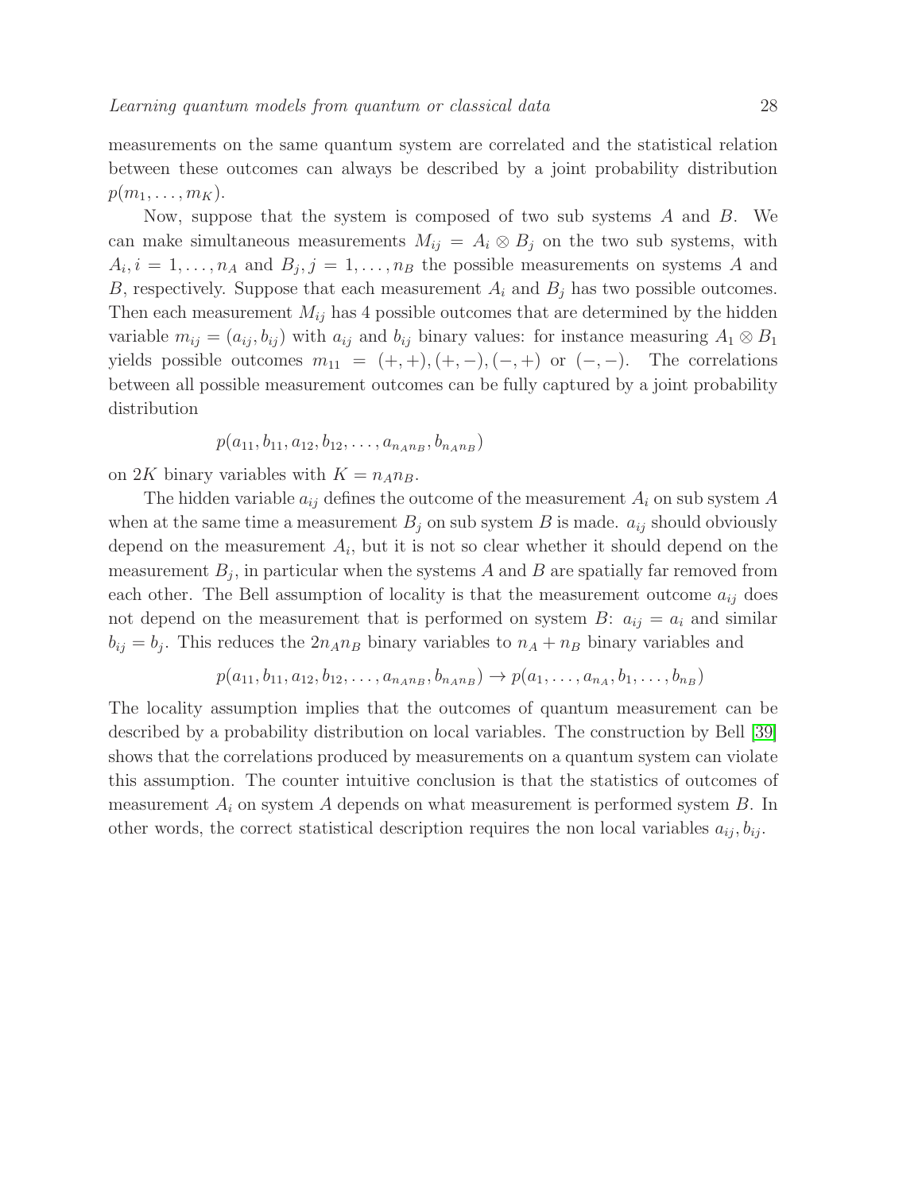measurements on the same quantum system are correlated and the statistical relation between these outcomes can always be described by a joint probability distribution $p(m_1, \ldots, m_K)$.

Now, suppose that the system is composed of two sub systems $A$ and $B$. We can make simultaneous measurements $M_{ij} = A_i \otimes B_j$ on the two sub systems, with $A_i, i = 1, \ldots, n_A$ and $B_j, j = 1, \ldots, n_B$ the possible measurements on systems $A$ and $B$, respectively. Suppose that each measurement $A_i$ and $B_j$ has two possible outcomes. Then each measurement $M_{ij}$ has 4 possible outcomes that are determined by the hidden variable $m_{ij} = (a_{ij}, b_{ij})$ with $a_{ij}$ and $b_{ij}$ binary values: for instance measuring $A_1 \otimes B_1$ yields possible outcomes $m_{11} = (+,+), (+,-), (-,+)$ or $(-,-)$. The correlations between all possible measurement outcomes can be fully captured by a joint probability distribution

$$p(a_{11}, b_{11}, a_{12}, b_{12}, \ldots, a_{n_A n_B}, b_{n_A n_B})$$

on $2K$ binary variables with $K = n_A n_B$.

The hidden variable $a_{ij}$ defines the outcome of the measurement $A_i$ on sub system $A$ when at the same time a measurement $B_j$ on sub system $B$ is made. $a_{ij}$ should obviously depend on the measurement $A_i$, but it is not so clear whether it should depend on the measurement $B_j$, in particular when the systems $A$ and $B$ are spatially far removed from each other. The Bell assumption of locality is that the measurement outcome $a_{ij}$ does not depend on the measurement that is performed on system $B$: $a_{ij} = a_i$ and similar $b_{ij} = b_j$. This reduces the $2n_A n_B$ binary variables to $n_A + n_B$ binary variables and

$$p(a_{11}, b_{11}, a_{12}, b_{12}, \ldots, a_{n_A n_B}, b_{n_A n_B}) \rightarrow p(a_1, \ldots, a_{n_A}, b_1, \ldots, b_{n_B})$$

The locality assumption implies that the outcomes of quantum measurement can be described by a probability distribution on local variables. The construction by Bell [39] shows that the correlations produced by measurements on a quantum system can violate this assumption. The counter intuitive conclusion is that the statistics of outcomes of measurement $A_i$ on system $A$ depends on what measurement is performed system $B$. In other words, the correct statistical description requires the non local variables $a_{ij}, b_{ij}$.